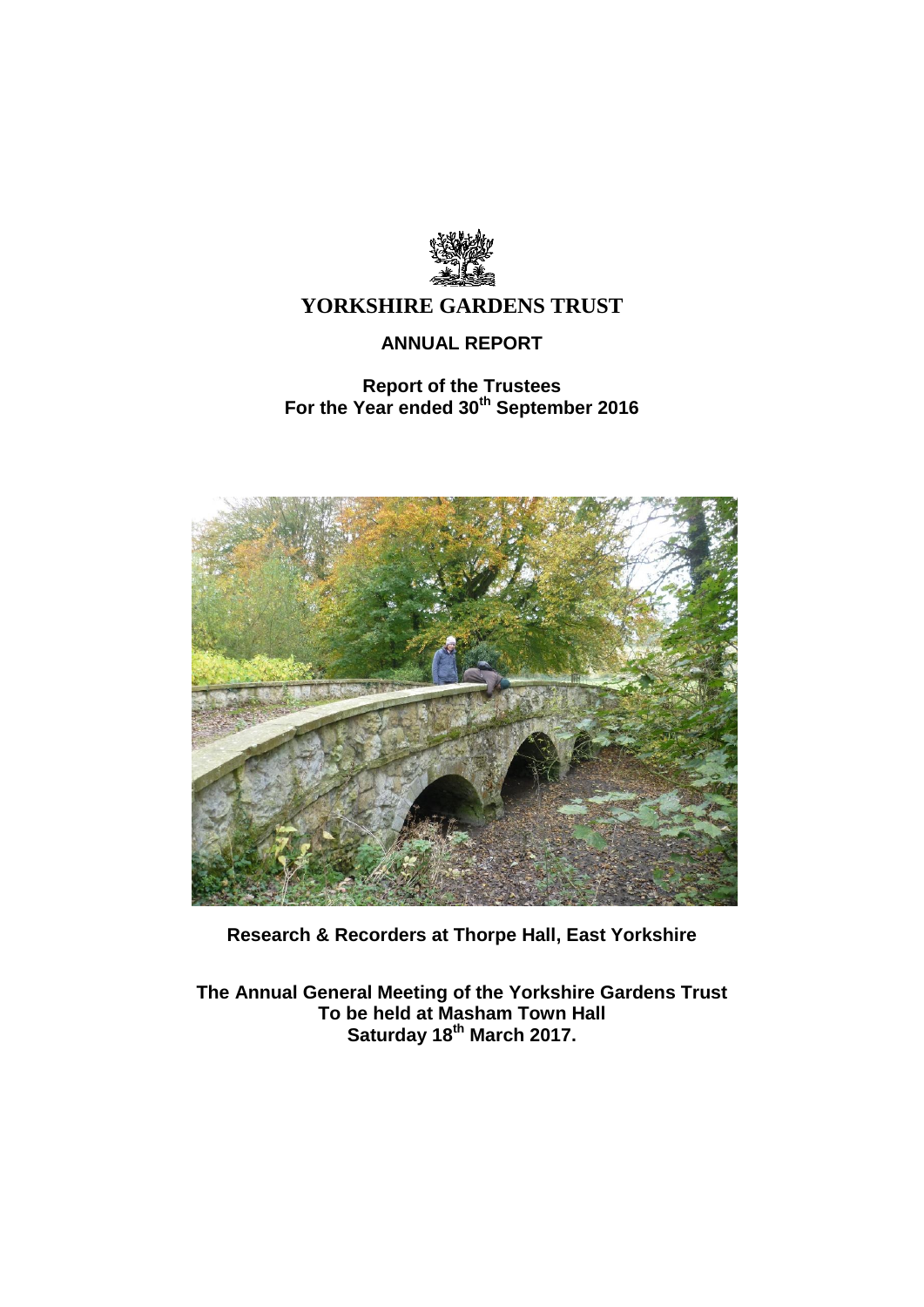# YORKSHIRE GARDENS TRUST

## ANNUAL REPORT

**Report of the Trustees**
**For the Year ended 30th September 2016**

**Research & Recorders at Thorpe Hall, East Yorkshire**

**The Annual General Meeting of the Yorkshire Gardens Trust**
**To be held at Masham Town Hall**
**Saturday 18th March 2017.**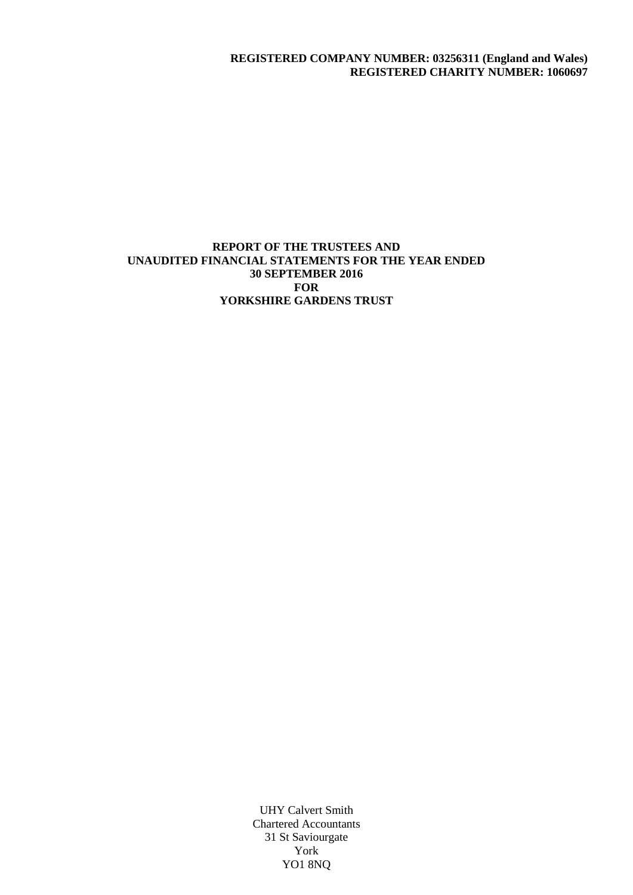**REGISTERED COMPANY NUMBER: 03256311 (England and Wales)**
**REGISTERED CHARITY NUMBER: 1060697**

# REPORT OF THE TRUSTEES AND UNAUDITED FINANCIAL STATEMENTS FOR THE YEAR ENDED 30 SEPTEMBER 2016 FOR YORKSHIRE GARDENS TRUST

UHY Calvert Smith
Chartered Accountants
31 St Saviourgate
York
YO1 8NQ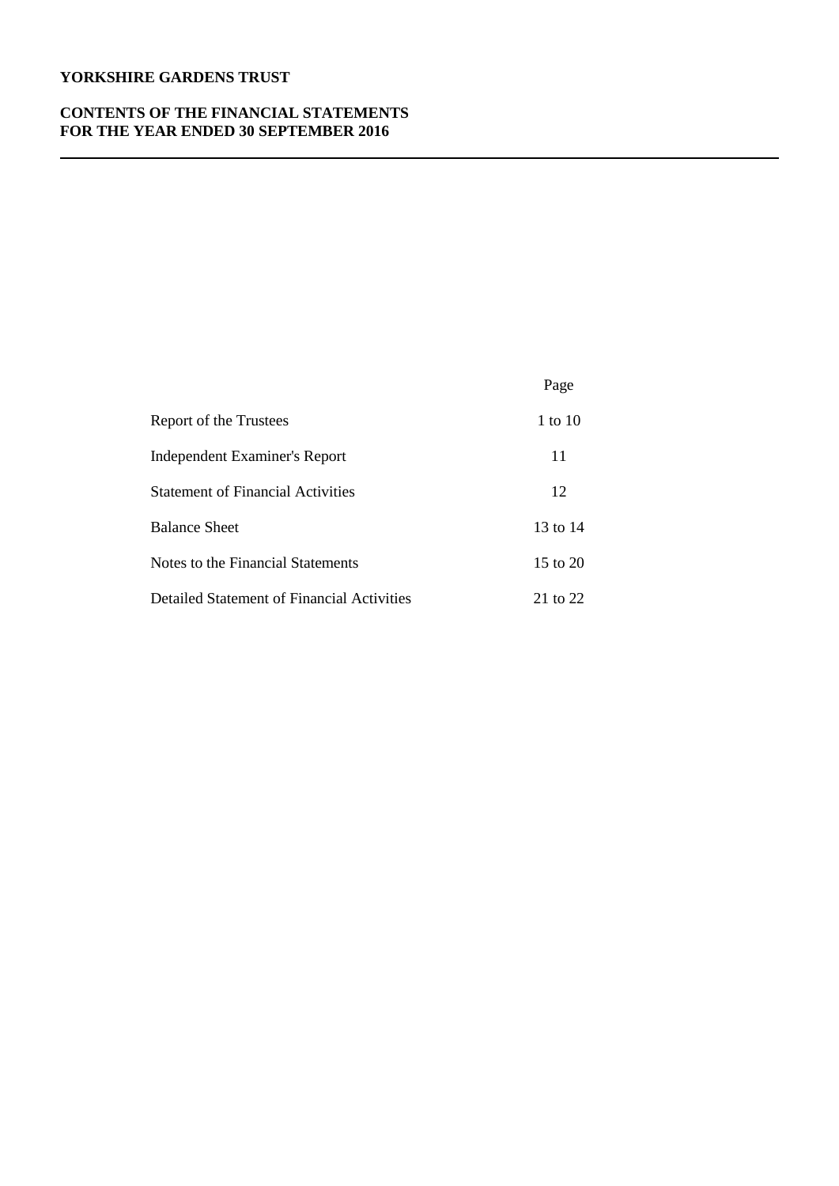**YORKSHIRE GARDENS TRUST**

**CONTENTS OF THE FINANCIAL STATEMENTS**
**FOR THE YEAR ENDED 30 SEPTEMBER 2016**

| | Page |
|---|---|
| Report of the Trustees | 1 to 10 |
| Independent Examiner's Report | 11 |
| Statement of Financial Activities | 12 |
| Balance Sheet | 13 to 14 |
| Notes to the Financial Statements | 15 to 20 |
| Detailed Statement of Financial Activities | 21 to 22 |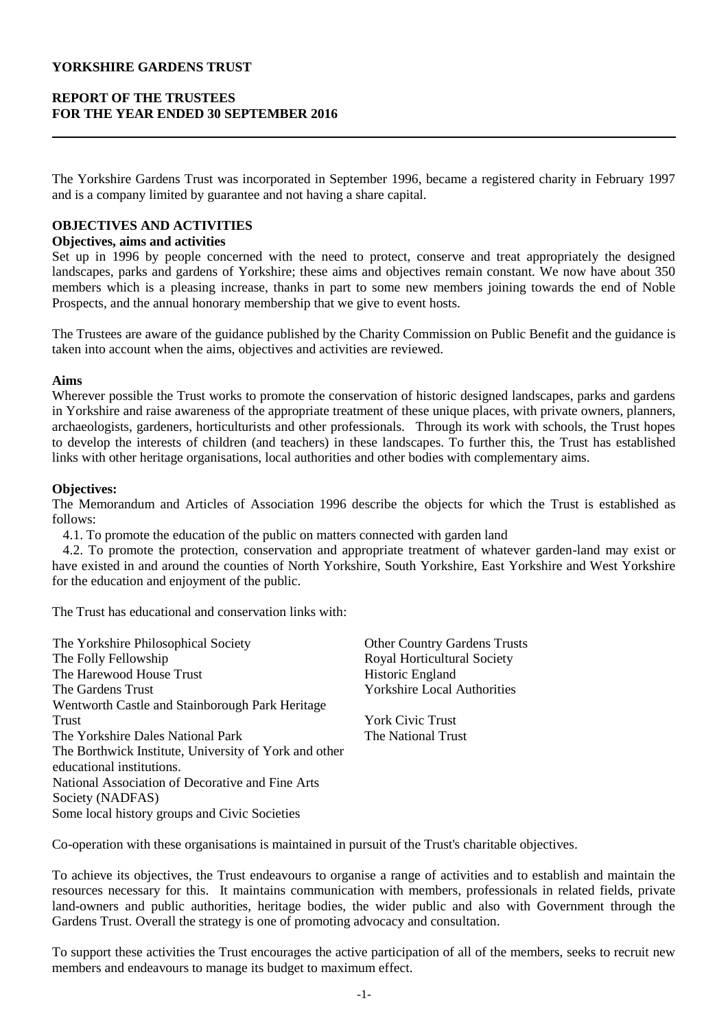**YORKSHIRE GARDENS TRUST**

**REPORT OF THE TRUSTEES**
**FOR THE YEAR ENDED 30 SEPTEMBER 2016**

The Yorkshire Gardens Trust was incorporated in September 1996, became a registered charity in February 1997 and is a company limited by guarantee and not having a share capital.

## OBJECTIVES AND ACTIVITIES

### Objectives, aims and activities

Set up in 1996 by people concerned with the need to protect, conserve and treat appropriately the designed landscapes, parks and gardens of Yorkshire; these aims and objectives remain constant. We now have about 350 members which is a pleasing increase, thanks in part to some new members joining towards the end of Noble Prospects, and the annual honorary membership that we give to event hosts.

The Trustees are aware of the guidance published by the Charity Commission on Public Benefit and the guidance is taken into account when the aims, objectives and activities are reviewed.

### Aims

Wherever possible the Trust works to promote the conservation of historic designed landscapes, parks and gardens in Yorkshire and raise awareness of the appropriate treatment of these unique places, with private owners, planners, archaeologists, gardeners, horticulturists and other professionals. Through its work with schools, the Trust hopes to develop the interests of children (and teachers) in these landscapes. To further this, the Trust has established links with other heritage organisations, local authorities and other bodies with complementary aims.

### Objectives:

The Memorandum and Articles of Association 1996 describe the objects for which the Trust is established as follows:

4.1. To promote the education of the public on matters connected with garden land

4.2. To promote the protection, conservation and appropriate treatment of whatever garden-land may exist or have existed in and around the counties of North Yorkshire, South Yorkshire, East Yorkshire and West Yorkshire for the education and enjoyment of the public.

The Trust has educational and conservation links with:

- The Yorkshire Philosophical Society
- The Folly Fellowship
- The Harewood House Trust
- The Gardens Trust
- Wentworth Castle and Stainborough Park Heritage Trust
- The Yorkshire Dales National Park
- The Borthwick Institute, University of York and other educational institutions.
- National Association of Decorative and Fine Arts Society (NADFAS)
- Some local history groups and Civic Societies
- Other Country Gardens Trusts
- Royal Horticultural Society
- Historic England
- Yorkshire Local Authorities
- York Civic Trust
- The National Trust

Co-operation with these organisations is maintained in pursuit of the Trust's charitable objectives.

To achieve its objectives, the Trust endeavours to organise a range of activities and to establish and maintain the resources necessary for this. It maintains communication with members, professionals in related fields, private land-owners and public authorities, heritage bodies, the wider public and also with Government through the Gardens Trust. Overall the strategy is one of promoting advocacy and consultation.

To support these activities the Trust encourages the active participation of all of the members, seeks to recruit new members and endeavours to manage its budget to maximum effect.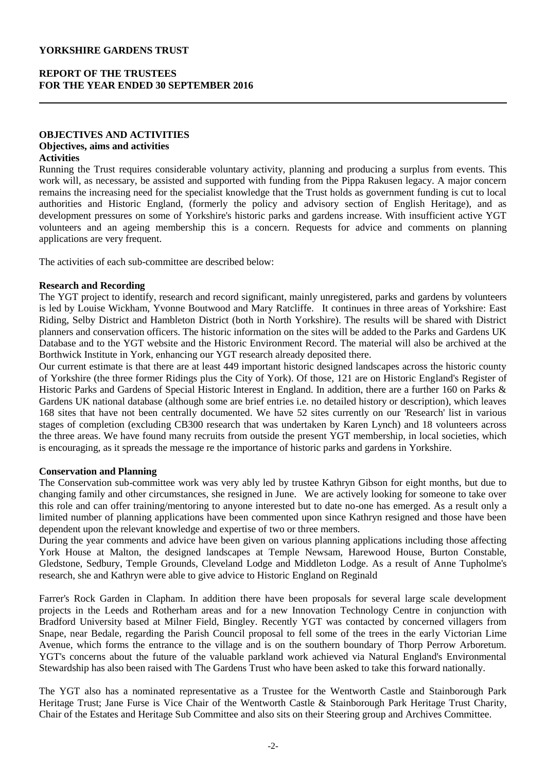**YORKSHIRE GARDENS TRUST**

**REPORT OF THE TRUSTEES**
**FOR THE YEAR ENDED 30 SEPTEMBER 2016**

## OBJECTIVES AND ACTIVITIES

### Objectives, aims and activities

**Activities**

Running the Trust requires considerable voluntary activity, planning and producing a surplus from events. This work will, as necessary, be assisted and supported with funding from the Pippa Rakusen legacy. A major concern remains the increasing need for the specialist knowledge that the Trust holds as government funding is cut to local authorities and Historic England, (formerly the policy and advisory section of English Heritage), and as development pressures on some of Yorkshire's historic parks and gardens increase. With insufficient active YGT volunteers and an ageing membership this is a concern. Requests for advice and comments on planning applications are very frequent.

The activities of each sub-committee are described below:

**Research and Recording**

The YGT project to identify, research and record significant, mainly unregistered, parks and gardens by volunteers is led by Louise Wickham, Yvonne Boutwood and Mary Ratcliffe. It continues in three areas of Yorkshire: East Riding, Selby District and Hambleton District (both in North Yorkshire). The results will be shared with District planners and conservation officers. The historic information on the sites will be added to the Parks and Gardens UK Database and to the YGT website and the Historic Environment Record. The material will also be archived at the Borthwick Institute in York, enhancing our YGT research already deposited there.

Our current estimate is that there are at least 449 important historic designed landscapes across the historic county of Yorkshire (the three former Ridings plus the City of York). Of those, 121 are on Historic England's Register of Historic Parks and Gardens of Special Historic Interest in England. In addition, there are a further 160 on Parks & Gardens UK national database (although some are brief entries i.e. no detailed history or description), which leaves 168 sites that have not been centrally documented. We have 52 sites currently on our 'Research' list in various stages of completion (excluding CB300 research that was undertaken by Karen Lynch) and 18 volunteers across the three areas. We have found many recruits from outside the present YGT membership, in local societies, which is encouraging, as it spreads the message re the importance of historic parks and gardens in Yorkshire.

**Conservation and Planning**

The Conservation sub-committee work was very ably led by trustee Kathryn Gibson for eight months, but due to changing family and other circumstances, she resigned in June. We are actively looking for someone to take over this role and can offer training/mentoring to anyone interested but to date no-one has emerged. As a result only a limited number of planning applications have been commented upon since Kathryn resigned and those have been dependent upon the relevant knowledge and expertise of two or three members.

During the year comments and advice have been given on various planning applications including those affecting York House at Malton, the designed landscapes at Temple Newsam, Harewood House, Burton Constable, Gledstone, Sedbury, Temple Grounds, Cleveland Lodge and Middleton Lodge. As a result of Anne Tupholme's research, she and Kathryn were able to give advice to Historic England on Reginald Farrer's Rock Garden in Clapham. In addition there have been proposals for several large scale development projects in the Leeds and Rotherham areas and for a new Innovation Technology Centre in conjunction with Bradford University based at Milner Field, Bingley. Recently YGT was contacted by concerned villagers from Snape, near Bedale, regarding the Parish Council proposal to fell some of the trees in the early Victorian Lime Avenue, which forms the entrance to the village and is on the southern boundary of Thorp Perrow Arboretum. YGT's concerns about the future of the valuable parkland work achieved via Natural England's Environmental Stewardship has also been raised with The Gardens Trust who have been asked to take this forward nationally.

The YGT also has a nominated representative as a Trustee for the Wentworth Castle and Stainborough Park Heritage Trust; Jane Furse is Vice Chair of the Wentworth Castle & Stainborough Park Heritage Trust Charity, Chair of the Estates and Heritage Sub Committee and also sits on their Steering group and Archives Committee.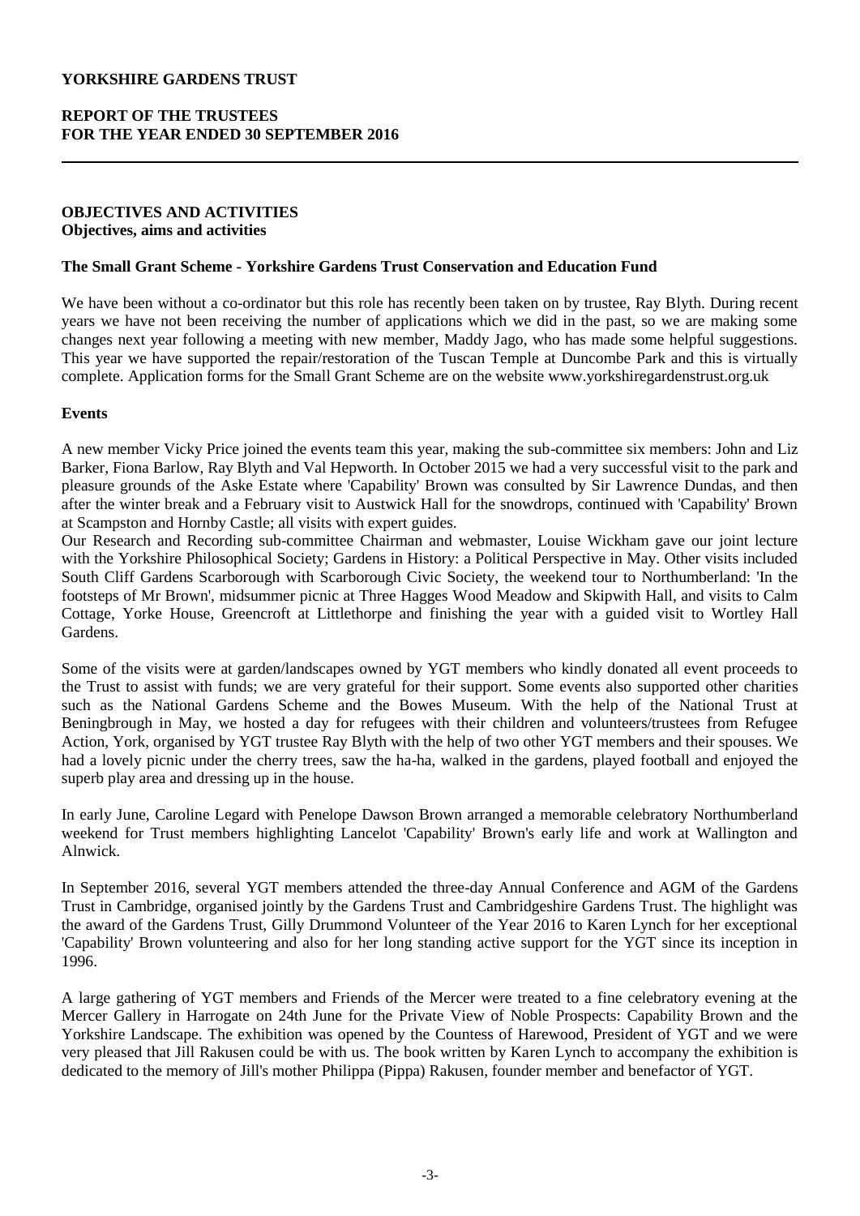**YORKSHIRE GARDENS TRUST**

**REPORT OF THE TRUSTEES FOR THE YEAR ENDED 30 SEPTEMBER 2016**

**OBJECTIVES AND ACTIVITIES**
**Objectives, aims and activities**

**The Small Grant Scheme - Yorkshire Gardens Trust Conservation and Education Fund**

We have been without a co-ordinator but this role has recently been taken on by trustee, Ray Blyth. During recent years we have not been receiving the number of applications which we did in the past, so we are making some changes next year following a meeting with new member, Maddy Jago, who has made some helpful suggestions. This year we have supported the repair/restoration of the Tuscan Temple at Duncombe Park and this is virtually complete. Application forms for the Small Grant Scheme are on the website www.yorkshiregardenstrust.org.uk

**Events**

A new member Vicky Price joined the events team this year, making the sub-committee six members: John and Liz Barker, Fiona Barlow, Ray Blyth and Val Hepworth. In October 2015 we had a very successful visit to the park and pleasure grounds of the Aske Estate where 'Capability' Brown was consulted by Sir Lawrence Dundas, and then after the winter break and a February visit to Austwick Hall for the snowdrops, continued with 'Capability' Brown at Scampston and Hornby Castle; all visits with expert guides.
Our Research and Recording sub-committee Chairman and webmaster, Louise Wickham gave our joint lecture with the Yorkshire Philosophical Society; Gardens in History: a Political Perspective in May. Other visits included South Cliff Gardens Scarborough with Scarborough Civic Society, the weekend tour to Northumberland: 'In the footsteps of Mr Brown', midsummer picnic at Three Hagges Wood Meadow and Skipwith Hall, and visits to Calm Cottage, Yorke House, Greencroft at Littlethorpe and finishing the year with a guided visit to Wortley Hall Gardens.

Some of the visits were at garden/landscapes owned by YGT members who kindly donated all event proceeds to the Trust to assist with funds; we are very grateful for their support. Some events also supported other charities such as the National Gardens Scheme and the Bowes Museum. With the help of the National Trust at Beningbrough in May, we hosted a day for refugees with their children and volunteers/trustees from Refugee Action, York, organised by YGT trustee Ray Blyth with the help of two other YGT members and their spouses. We had a lovely picnic under the cherry trees, saw the ha-ha, walked in the gardens, played football and enjoyed the superb play area and dressing up in the house.

In early June, Caroline Legard with Penelope Dawson Brown arranged a memorable celebratory Northumberland weekend for Trust members highlighting Lancelot 'Capability' Brown's early life and work at Wallington and Alnwick.

In September 2016, several YGT members attended the three-day Annual Conference and AGM of the Gardens Trust in Cambridge, organised jointly by the Gardens Trust and Cambridgeshire Gardens Trust. The highlight was the award of the Gardens Trust, Gilly Drummond Volunteer of the Year 2016 to Karen Lynch for her exceptional 'Capability' Brown volunteering and also for her long standing active support for the YGT since its inception in 1996.

A large gathering of YGT members and Friends of the Mercer were treated to a fine celebratory evening at the Mercer Gallery in Harrogate on 24th June for the Private View of Noble Prospects: Capability Brown and the Yorkshire Landscape. The exhibition was opened by the Countess of Harewood, President of YGT and we were very pleased that Jill Rakusen could be with us. The book written by Karen Lynch to accompany the exhibition is dedicated to the memory of Jill's mother Philippa (Pippa) Rakusen, founder member and benefactor of YGT.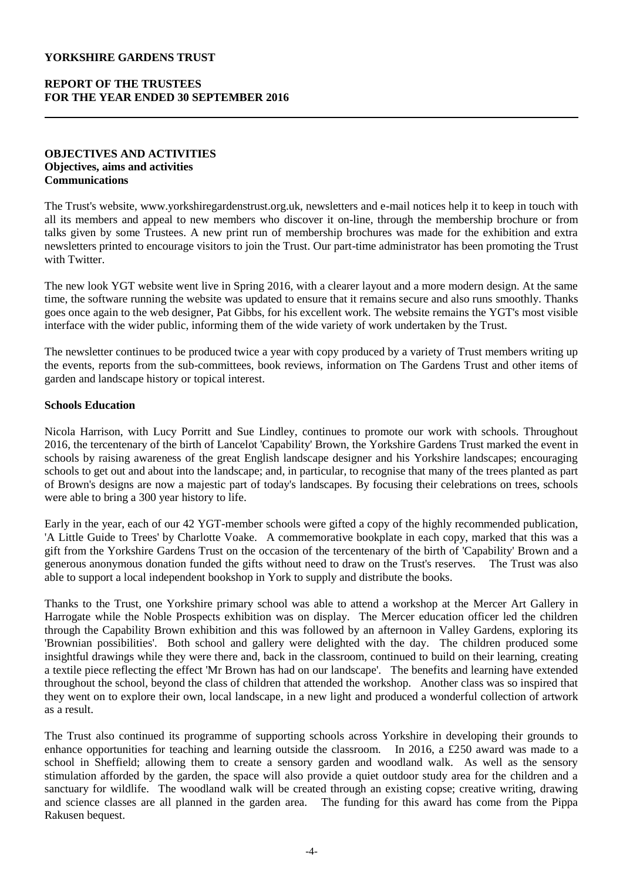**YORKSHIRE GARDENS TRUST**

**REPORT OF THE TRUSTEES**
**FOR THE YEAR ENDED 30 SEPTEMBER 2016**

**OBJECTIVES AND ACTIVITIES**
**Objectives, aims and activities**
**Communications**

The Trust's website, www.yorkshiregardenstrust.org.uk, newsletters and e-mail notices help it to keep in touch with all its members and appeal to new members who discover it on-line, through the membership brochure or from talks given by some Trustees. A new print run of membership brochures was made for the exhibition and extra newsletters printed to encourage visitors to join the Trust. Our part-time administrator has been promoting the Trust with Twitter.

The new look YGT website went live in Spring 2016, with a clearer layout and a more modern design. At the same time, the software running the website was updated to ensure that it remains secure and also runs smoothly. Thanks goes once again to the web designer, Pat Gibbs, for his excellent work. The website remains the YGT's most visible interface with the wider public, informing them of the wide variety of work undertaken by the Trust.

The newsletter continues to be produced twice a year with copy produced by a variety of Trust members writing up the events, reports from the sub-committees, book reviews, information on The Gardens Trust and other items of garden and landscape history or topical interest.

**Schools Education**

Nicola Harrison, with Lucy Porritt and Sue Lindley, continues to promote our work with schools. Throughout 2016, the tercentenary of the birth of Lancelot 'Capability' Brown, the Yorkshire Gardens Trust marked the event in schools by raising awareness of the great English landscape designer and his Yorkshire landscapes; encouraging schools to get out and about into the landscape; and, in particular, to recognise that many of the trees planted as part of Brown's designs are now a majestic part of today's landscapes. By focusing their celebrations on trees, schools were able to bring a 300 year history to life.

Early in the year, each of our 42 YGT-member schools were gifted a copy of the highly recommended publication, 'A Little Guide to Trees' by Charlotte Voake. A commemorative bookplate in each copy, marked that this was a gift from the Yorkshire Gardens Trust on the occasion of the tercentenary of the birth of 'Capability' Brown and a generous anonymous donation funded the gifts without need to draw on the Trust's reserves. The Trust was also able to support a local independent bookshop in York to supply and distribute the books.

Thanks to the Trust, one Yorkshire primary school was able to attend a workshop at the Mercer Art Gallery in Harrogate while the Noble Prospects exhibition was on display. The Mercer education officer led the children through the Capability Brown exhibition and this was followed by an afternoon in Valley Gardens, exploring its 'Brownian possibilities'. Both school and gallery were delighted with the day. The children produced some insightful drawings while they were there and, back in the classroom, continued to build on their learning, creating a textile piece reflecting the effect 'Mr Brown has had on our landscape'. The benefits and learning have extended throughout the school, beyond the class of children that attended the workshop. Another class was so inspired that they went on to explore their own, local landscape, in a new light and produced a wonderful collection of artwork as a result.

The Trust also continued its programme of supporting schools across Yorkshire in developing their grounds to enhance opportunities for teaching and learning outside the classroom. In 2016, a £250 award was made to a school in Sheffield; allowing them to create a sensory garden and woodland walk. As well as the sensory stimulation afforded by the garden, the space will also provide a quiet outdoor study area for the children and a sanctuary for wildlife. The woodland walk will be created through an existing copse; creative writing, drawing and science classes are all planned in the garden area. The funding for this award has come from the Pippa Rakusen bequest.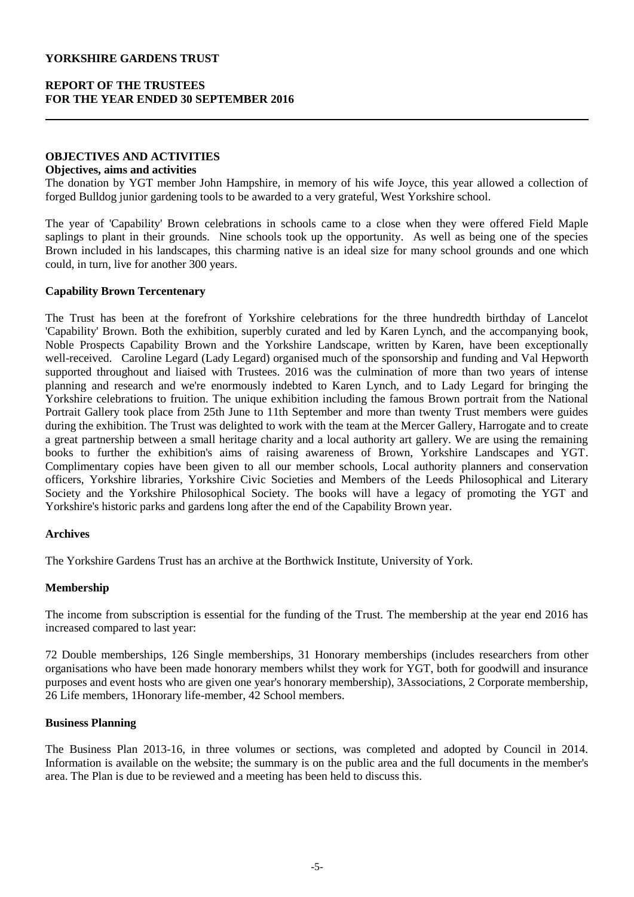**YORKSHIRE GARDENS TRUST**

**REPORT OF THE TRUSTEES**
**FOR THE YEAR ENDED 30 SEPTEMBER 2016**

## OBJECTIVES AND ACTIVITIES

### Objectives, aims and activities

The donation by YGT member John Hampshire, in memory of his wife Joyce, this year allowed a collection of forged Bulldog junior gardening tools to be awarded to a very grateful, West Yorkshire school.

The year of 'Capability' Brown celebrations in schools came to a close when they were offered Field Maple saplings to plant in their grounds. Nine schools took up the opportunity. As well as being one of the species Brown included in his landscapes, this charming native is an ideal size for many school grounds and one which could, in turn, live for another 300 years.

### Capability Brown Tercentenary

The Trust has been at the forefront of Yorkshire celebrations for the three hundredth birthday of Lancelot 'Capability' Brown. Both the exhibition, superbly curated and led by Karen Lynch, and the accompanying book, Noble Prospects Capability Brown and the Yorkshire Landscape, written by Karen, have been exceptionally well-received. Caroline Legard (Lady Legard) organised much of the sponsorship and funding and Val Hepworth supported throughout and liaised with Trustees. 2016 was the culmination of more than two years of intense planning and research and we're enormously indebted to Karen Lynch, and to Lady Legard for bringing the Yorkshire celebrations to fruition. The unique exhibition including the famous Brown portrait from the National Portrait Gallery took place from 25th June to 11th September and more than twenty Trust members were guides during the exhibition. The Trust was delighted to work with the team at the Mercer Gallery, Harrogate and to create a great partnership between a small heritage charity and a local authority art gallery. We are using the remaining books to further the exhibition's aims of raising awareness of Brown, Yorkshire Landscapes and YGT. Complimentary copies have been given to all our member schools, Local authority planners and conservation officers, Yorkshire libraries, Yorkshire Civic Societies and Members of the Leeds Philosophical and Literary Society and the Yorkshire Philosophical Society. The books will have a legacy of promoting the YGT and Yorkshire's historic parks and gardens long after the end of the Capability Brown year.

### Archives

The Yorkshire Gardens Trust has an archive at the Borthwick Institute, University of York.

### Membership

The income from subscription is essential for the funding of the Trust. The membership at the year end 2016 has increased compared to last year:

72 Double memberships, 126 Single memberships, 31 Honorary memberships (includes researchers from other organisations who have been made honorary members whilst they work for YGT, both for goodwill and insurance purposes and event hosts who are given one year's honorary membership), 3Associations, 2 Corporate membership, 26 Life members, 1Honorary life-member, 42 School members.

### Business Planning

The Business Plan 2013-16, in three volumes or sections, was completed and adopted by Council in 2014. Information is available on the website; the summary is on the public area and the full documents in the member's area. The Plan is due to be reviewed and a meeting has been held to discuss this.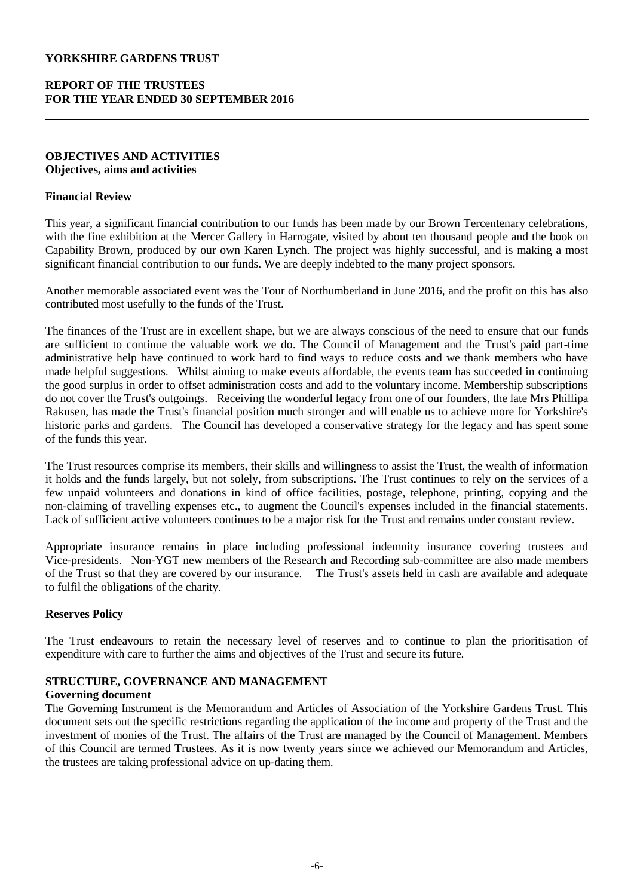# YORKSHIRE GARDENS TRUST

## REPORT OF THE TRUSTEES FOR THE YEAR ENDED 30 SEPTEMBER 2016

## OBJECTIVES AND ACTIVITIES

**Objectives, aims and activities**

### Financial Review

This year, a significant financial contribution to our funds has been made by our Brown Tercentenary celebrations, with the fine exhibition at the Mercer Gallery in Harrogate, visited by about ten thousand people and the book on Capability Brown, produced by our own Karen Lynch. The project was highly successful, and is making a most significant financial contribution to our funds. We are deeply indebted to the many project sponsors.

Another memorable associated event was the Tour of Northumberland in June 2016, and the profit on this has also contributed most usefully to the funds of the Trust.

The finances of the Trust are in excellent shape, but we are always conscious of the need to ensure that our funds are sufficient to continue the valuable work we do. The Council of Management and the Trust's paid part-time administrative help have continued to work hard to find ways to reduce costs and we thank members who have made helpful suggestions. Whilst aiming to make events affordable, the events team has succeeded in continuing the good surplus in order to offset administration costs and add to the voluntary income. Membership subscriptions do not cover the Trust's outgoings. Receiving the wonderful legacy from one of our founders, the late Mrs Phillipa Rakusen, has made the Trust's financial position much stronger and will enable us to achieve more for Yorkshire's historic parks and gardens. The Council has developed a conservative strategy for the legacy and has spent some of the funds this year.

The Trust resources comprise its members, their skills and willingness to assist the Trust, the wealth of information it holds and the funds largely, but not solely, from subscriptions. The Trust continues to rely on the services of a few unpaid volunteers and donations in kind of office facilities, postage, telephone, printing, copying and the non-claiming of travelling expenses etc., to augment the Council's expenses included in the financial statements. Lack of sufficient active volunteers continues to be a major risk for the Trust and remains under constant review.

Appropriate insurance remains in place including professional indemnity insurance covering trustees and Vice-presidents. Non-YGT new members of the Research and Recording sub-committee are also made members of the Trust so that they are covered by our insurance. The Trust's assets held in cash are available and adequate to fulfil the obligations of the charity.

### Reserves Policy

The Trust endeavours to retain the necessary level of reserves and to continue to plan the prioritisation of expenditure with care to further the aims and objectives of the Trust and secure its future.

## STRUCTURE, GOVERNANCE AND MANAGEMENT

**Governing document**

The Governing Instrument is the Memorandum and Articles of Association of the Yorkshire Gardens Trust. This document sets out the specific restrictions regarding the application of the income and property of the Trust and the investment of monies of the Trust. The affairs of the Trust are managed by the Council of Management. Members of this Council are termed Trustees. As it is now twenty years since we achieved our Memorandum and Articles, the trustees are taking professional advice on up-dating them.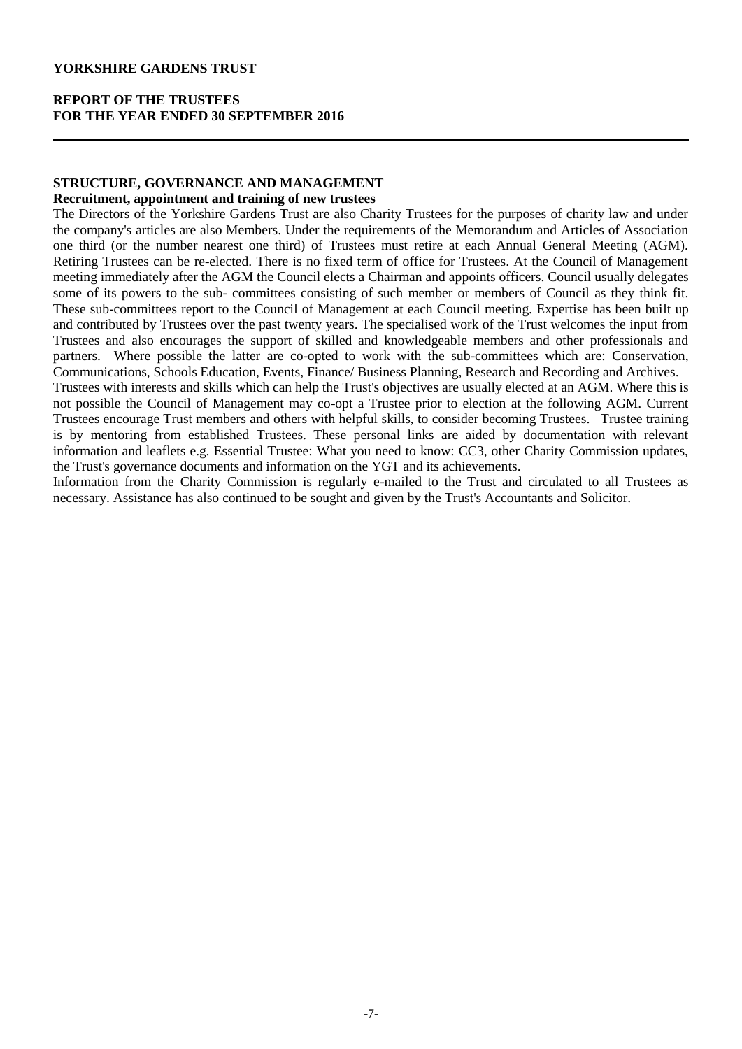## STRUCTURE, GOVERNANCE AND MANAGEMENT

### Recruitment, appointment and training of new trustees

The Directors of the Yorkshire Gardens Trust are also Charity Trustees for the purposes of charity law and under the company's articles are also Members. Under the requirements of the Memorandum and Articles of Association one third (or the number nearest one third) of Trustees must retire at each Annual General Meeting (AGM). Retiring Trustees can be re-elected. There is no fixed term of office for Trustees. At the Council of Management meeting immediately after the AGM the Council elects a Chairman and appoints officers. Council usually delegates some of its powers to the sub- committees consisting of such member or members of Council as they think fit. These sub-committees report to the Council of Management at each Council meeting. Expertise has been built up and contributed by Trustees over the past twenty years. The specialised work of the Trust welcomes the input from Trustees and also encourages the support of skilled and knowledgeable members and other professionals and partners. Where possible the latter are co-opted to work with the sub-committees which are: Conservation, Communications, Schools Education, Events, Finance/ Business Planning, Research and Recording and Archives.

Trustees with interests and skills which can help the Trust's objectives are usually elected at an AGM. Where this is not possible the Council of Management may co-opt a Trustee prior to election at the following AGM. Current Trustees encourage Trust members and others with helpful skills, to consider becoming Trustees. Trustee training is by mentoring from established Trustees. These personal links are aided by documentation with relevant information and leaflets e.g. Essential Trustee: What you need to know: CC3, other Charity Commission updates, the Trust's governance documents and information on the YGT and its achievements.

Information from the Charity Commission is regularly e-mailed to the Trust and circulated to all Trustees as necessary. Assistance has also continued to be sought and given by the Trust's Accountants and Solicitor.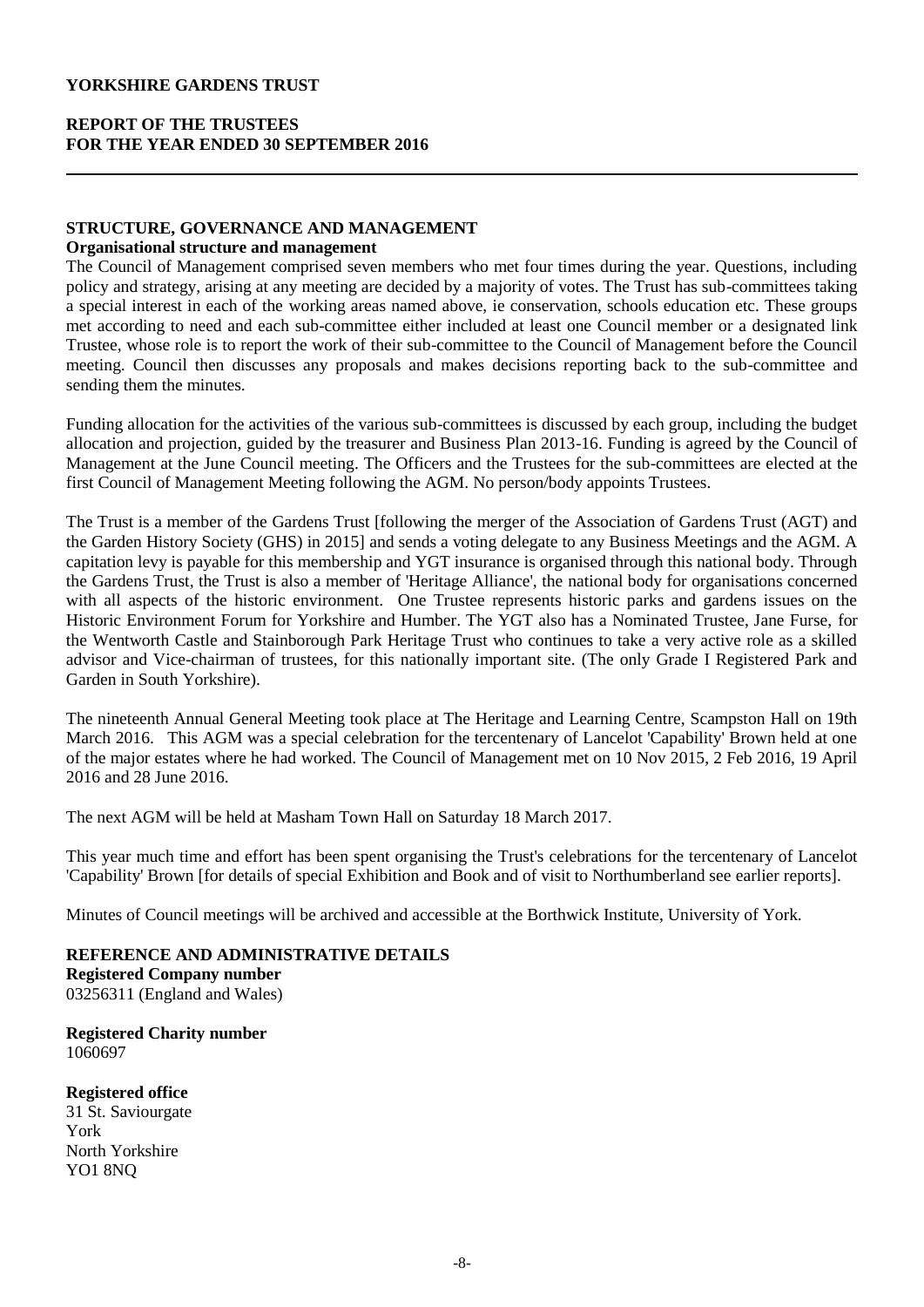**YORKSHIRE GARDENS TRUST**

**REPORT OF THE TRUSTEES**
**FOR THE YEAR ENDED 30 SEPTEMBER 2016**

---

## STRUCTURE, GOVERNANCE AND MANAGEMENT

### Organisational structure and management

The Council of Management comprised seven members who met four times during the year. Questions, including policy and strategy, arising at any meeting are decided by a majority of votes. The Trust has sub-committees taking a special interest in each of the working areas named above, ie conservation, schools education etc. These groups met according to need and each sub-committee either included at least one Council member or a designated link Trustee, whose role is to report the work of their sub-committee to the Council of Management before the Council meeting. Council then discusses any proposals and makes decisions reporting back to the sub-committee and sending them the minutes.

Funding allocation for the activities of the various sub-committees is discussed by each group, including the budget allocation and projection, guided by the treasurer and Business Plan 2013-16. Funding is agreed by the Council of Management at the June Council meeting. The Officers and the Trustees for the sub-committees are elected at the first Council of Management Meeting following the AGM. No person/body appoints Trustees.

The Trust is a member of the Gardens Trust [following the merger of the Association of Gardens Trust (AGT) and the Garden History Society (GHS) in 2015] and sends a voting delegate to any Business Meetings and the AGM. A capitation levy is payable for this membership and YGT insurance is organised through this national body. Through the Gardens Trust, the Trust is also a member of 'Heritage Alliance', the national body for organisations concerned with all aspects of the historic environment. One Trustee represents historic parks and gardens issues on the Historic Environment Forum for Yorkshire and Humber. The YGT also has a Nominated Trustee, Jane Furse, for the Wentworth Castle and Stainborough Park Heritage Trust who continues to take a very active role as a skilled advisor and Vice-chairman of trustees, for this nationally important site. (The only Grade I Registered Park and Garden in South Yorkshire).

The nineteenth Annual General Meeting took place at The Heritage and Learning Centre, Scampston Hall on 19th March 2016. This AGM was a special celebration for the tercentenary of Lancelot 'Capability' Brown held at one of the major estates where he had worked. The Council of Management met on 10 Nov 2015, 2 Feb 2016, 19 April 2016 and 28 June 2016.

The next AGM will be held at Masham Town Hall on Saturday 18 March 2017.

This year much time and effort has been spent organising the Trust's celebrations for the tercentenary of Lancelot 'Capability' Brown [for details of special Exhibition and Book and of visit to Northumberland see earlier reports].

Minutes of Council meetings will be archived and accessible at the Borthwick Institute, University of York.

## REFERENCE AND ADMINISTRATIVE DETAILS

**Registered Company number**
03256311 (England and Wales)

**Registered Charity number**
1060697

**Registered office**
31 St. Saviourgate
York
North Yorkshire
YO1 8NQ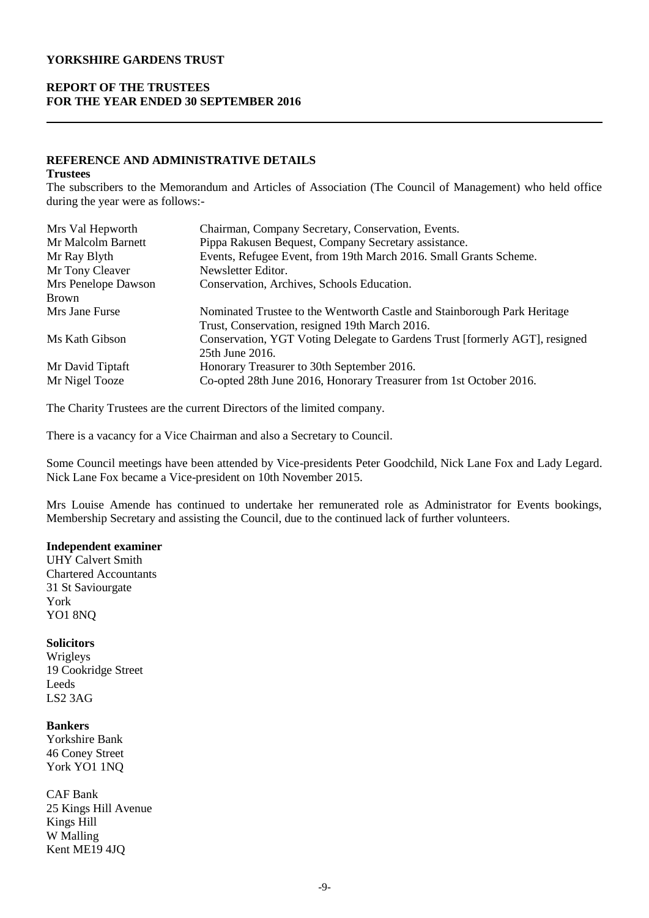**YORKSHIRE GARDENS TRUST**

**REPORT OF THE TRUSTEES**
**FOR THE YEAR ENDED 30 SEPTEMBER 2016**

---

## REFERENCE AND ADMINISTRATIVE DETAILS

**Trustees**

The subscribers to the Memorandum and Articles of Association (The Council of Management) who held office during the year were as follows:-

| | |
|---|---|
| Mrs Val Hepworth | Chairman, Company Secretary, Conservation, Events. |
| Mr Malcolm Barnett | Pippa Rakusen Bequest, Company Secretary assistance. |
| Mr Ray Blyth | Events, Refugee Event, from 19th March 2016. Small Grants Scheme. |
| Mr Tony Cleaver | Newsletter Editor. |
| Mrs Penelope Dawson Brown | Conservation, Archives, Schools Education. |
| Mrs Jane Furse | Nominated Trustee to the Wentworth Castle and Stainborough Park Heritage Trust, Conservation, resigned 19th March 2016. |
| Ms Kath Gibson | Conservation, YGT Voting Delegate to Gardens Trust [formerly AGT], resigned 25th June 2016. |
| Mr David Tiptaft | Honorary Treasurer to 30th September 2016. |
| Mr Nigel Tooze | Co-opted 28th June 2016, Honorary Treasurer from 1st October 2016. |

The Charity Trustees are the current Directors of the limited company.

There is a vacancy for a Vice Chairman and also a Secretary to Council.

Some Council meetings have been attended by Vice-presidents Peter Goodchild, Nick Lane Fox and Lady Legard. Nick Lane Fox became a Vice-president on 10th November 2015.

Mrs Louise Amende has continued to undertake her remunerated role as Administrator for Events bookings, Membership Secretary and assisting the Council, due to the continued lack of further volunteers.

**Independent examiner**

UHY Calvert Smith
Chartered Accountants
31 St Saviourgate
York
YO1 8NQ

**Solicitors**

Wrigleys
19 Cookridge Street
Leeds
LS2 3AG

**Bankers**

Yorkshire Bank
46 Coney Street
York YO1 1NQ

CAF Bank
25 Kings Hill Avenue
Kings Hill
W Malling
Kent ME19 4JQ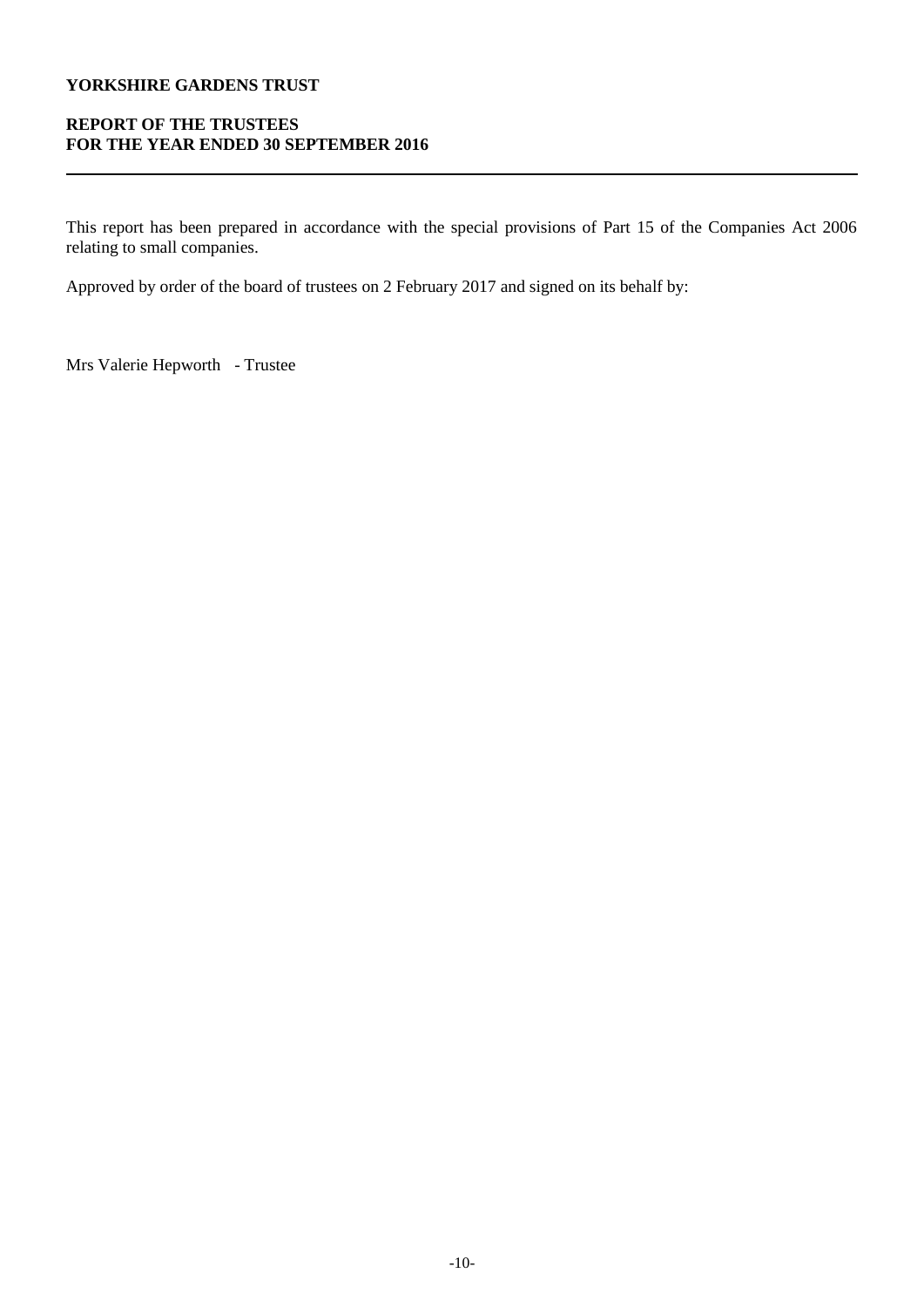This report has been prepared in accordance with the special provisions of Part 15 of the Companies Act 2006 relating to small companies.

Approved by order of the board of trustees on 2 February 2017 and signed on its behalf by:

Mrs Valerie Hepworth - Trustee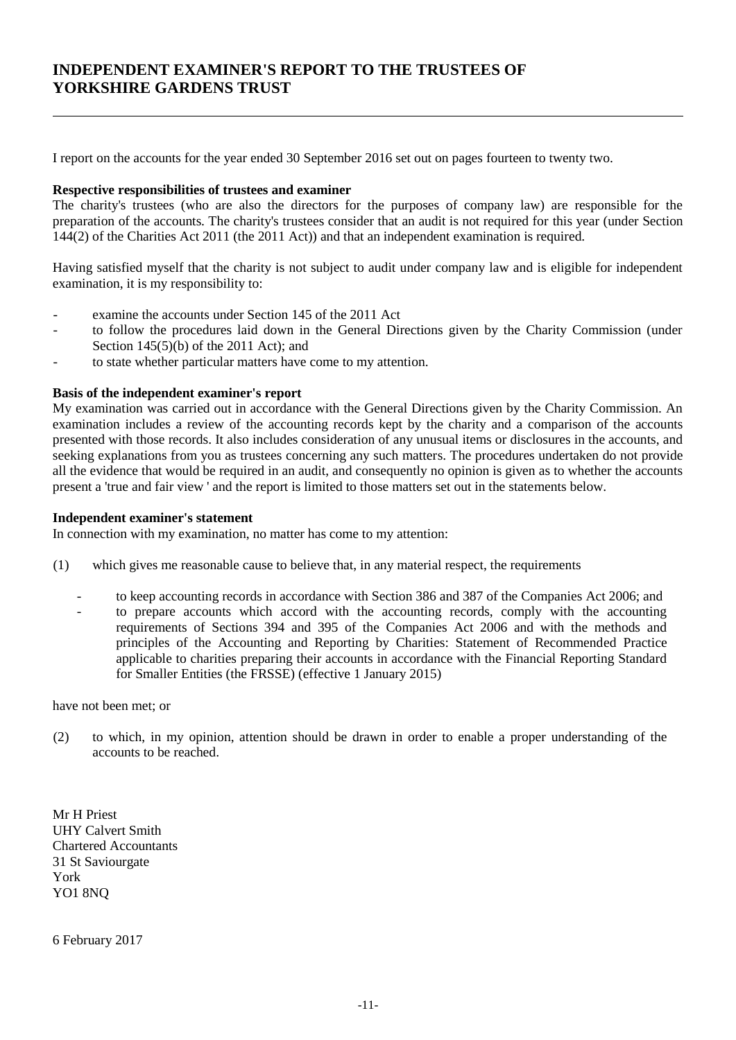# INDEPENDENT EXAMINER'S REPORT TO THE TRUSTEES OF YORKSHIRE GARDENS TRUST

I report on the accounts for the year ended 30 September 2016 set out on pages fourteen to twenty two.

**Respective responsibilities of trustees and examiner**

The charity's trustees (who are also the directors for the purposes of company law) are responsible for the preparation of the accounts. The charity's trustees consider that an audit is not required for this year (under Section 144(2) of the Charities Act 2011 (the 2011 Act)) and that an independent examination is required.

Having satisfied myself that the charity is not subject to audit under company law and is eligible for independent examination, it is my responsibility to:

- examine the accounts under Section 145 of the 2011 Act
- to follow the procedures laid down in the General Directions given by the Charity Commission (under Section 145(5)(b) of the 2011 Act); and
- to state whether particular matters have come to my attention.

**Basis of the independent examiner's report**

My examination was carried out in accordance with the General Directions given by the Charity Commission. An examination includes a review of the accounting records kept by the charity and a comparison of the accounts presented with those records. It also includes consideration of any unusual items or disclosures in the accounts, and seeking explanations from you as trustees concerning any such matters. The procedures undertaken do not provide all the evidence that would be required in an audit, and consequently no opinion is given as to whether the accounts present a 'true and fair view ' and the report is limited to those matters set out in the statements below.

**Independent examiner's statement**

In connection with my examination, no matter has come to my attention:

(1) which gives me reasonable cause to believe that, in any material respect, the requirements

- to keep accounting records in accordance with Section 386 and 387 of the Companies Act 2006; and
- to prepare accounts which accord with the accounting records, comply with the accounting requirements of Sections 394 and 395 of the Companies Act 2006 and with the methods and principles of the Accounting and Reporting by Charities: Statement of Recommended Practice applicable to charities preparing their accounts in accordance with the Financial Reporting Standard for Smaller Entities (the FRSSE) (effective 1 January 2015)

have not been met; or

(2) to which, in my opinion, attention should be drawn in order to enable a proper understanding of the accounts to be reached.

Mr H Priest
UHY Calvert Smith
Chartered Accountants
31 St Saviourgate
York
YO1 8NQ

6 February 2017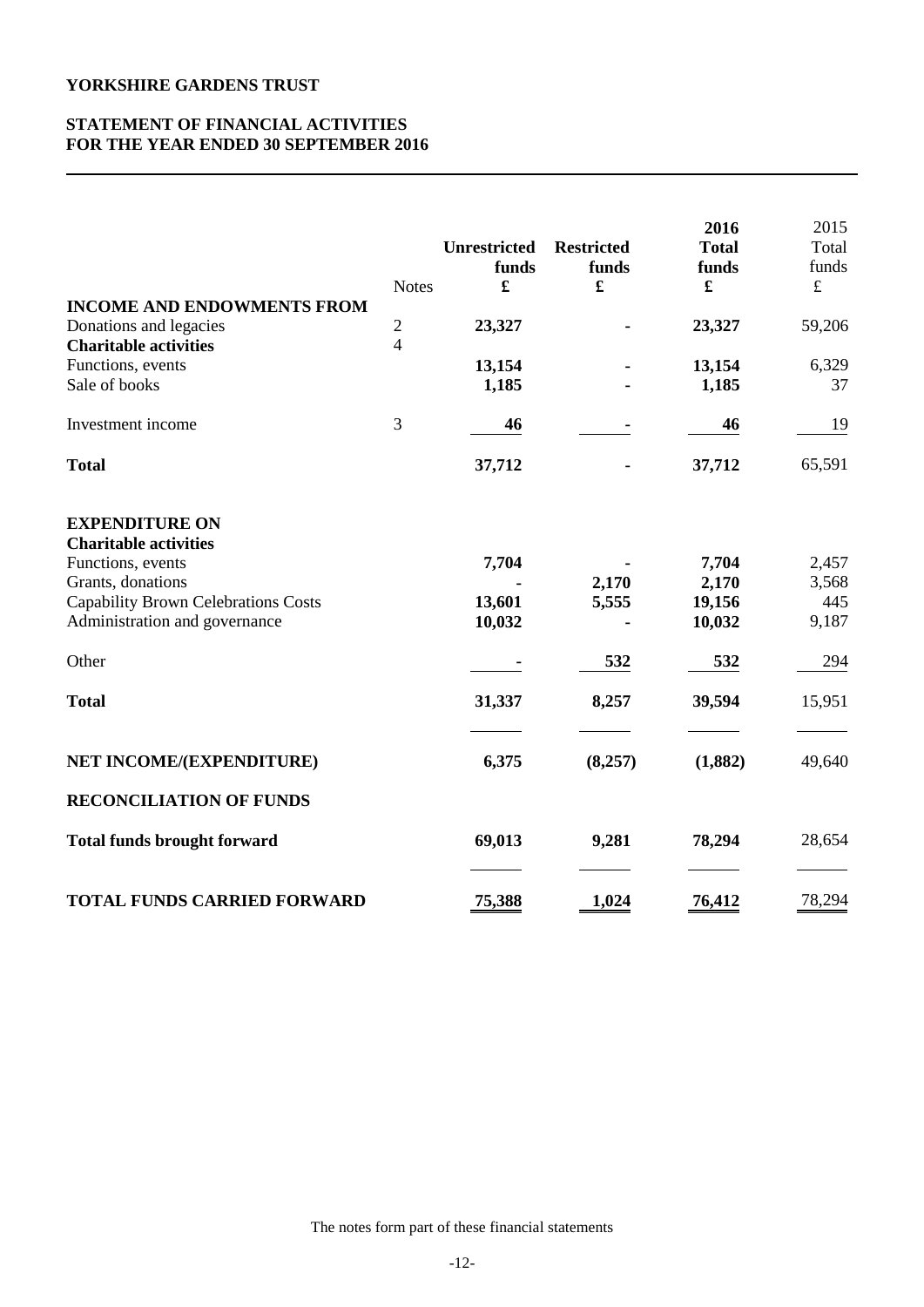# YORKSHIRE GARDENS TRUST

## STATEMENT OF FINANCIAL ACTIVITIES FOR THE YEAR ENDED 30 SEPTEMBER 2016

| | Notes | Unrestricted funds £ | Restricted funds £ | 2016 Total funds £ | 2015 Total funds £ |
|---|---|---|---|---|---|
| **INCOME AND ENDOWMENTS FROM** | | | | | |
| Donations and legacies | 2 | **23,327** | **-** | **23,327** | 59,206 |
| **Charitable activities** | 4 | | | | |
| Functions, events | | **13,154** | **-** | **13,154** | 6,329 |
| Sale of books | | **1,185** | **-** | **1,185** | 37 |
| Investment income | 3 | **46** | **-** | **46** | 19 |
| **Total** | | **37,712** | **-** | **37,712** | 65,591 |
| **EXPENDITURE ON** | | | | | |
| **Charitable activities** | | | | | |
| Functions, events | | **7,704** | **-** | **7,704** | 2,457 |
| Grants, donations | | **-** | **2,170** | **2,170** | 3,568 |
| Capability Brown Celebrations Costs | | **13,601** | **5,555** | **19,156** | 445 |
| Administration and governance | | **10,032** | **-** | **10,032** | 9,187 |
| Other | | **-** | **532** | **532** | 294 |
| **Total** | | **31,337** | **8,257** | **39,594** | 15,951 |
| **NET INCOME/(EXPENDITURE)** | | **6,375** | **(8,257)** | **(1,882)** | 49,640 |
| **RECONCILIATION OF FUNDS** | | | | | |
| **Total funds brought forward** | | **69,013** | **9,281** | **78,294** | 28,654 |
| **TOTAL FUNDS CARRIED FORWARD** | | **75,388** | **1,024** | **76,412** | 78,294 |

The notes form part of these financial statements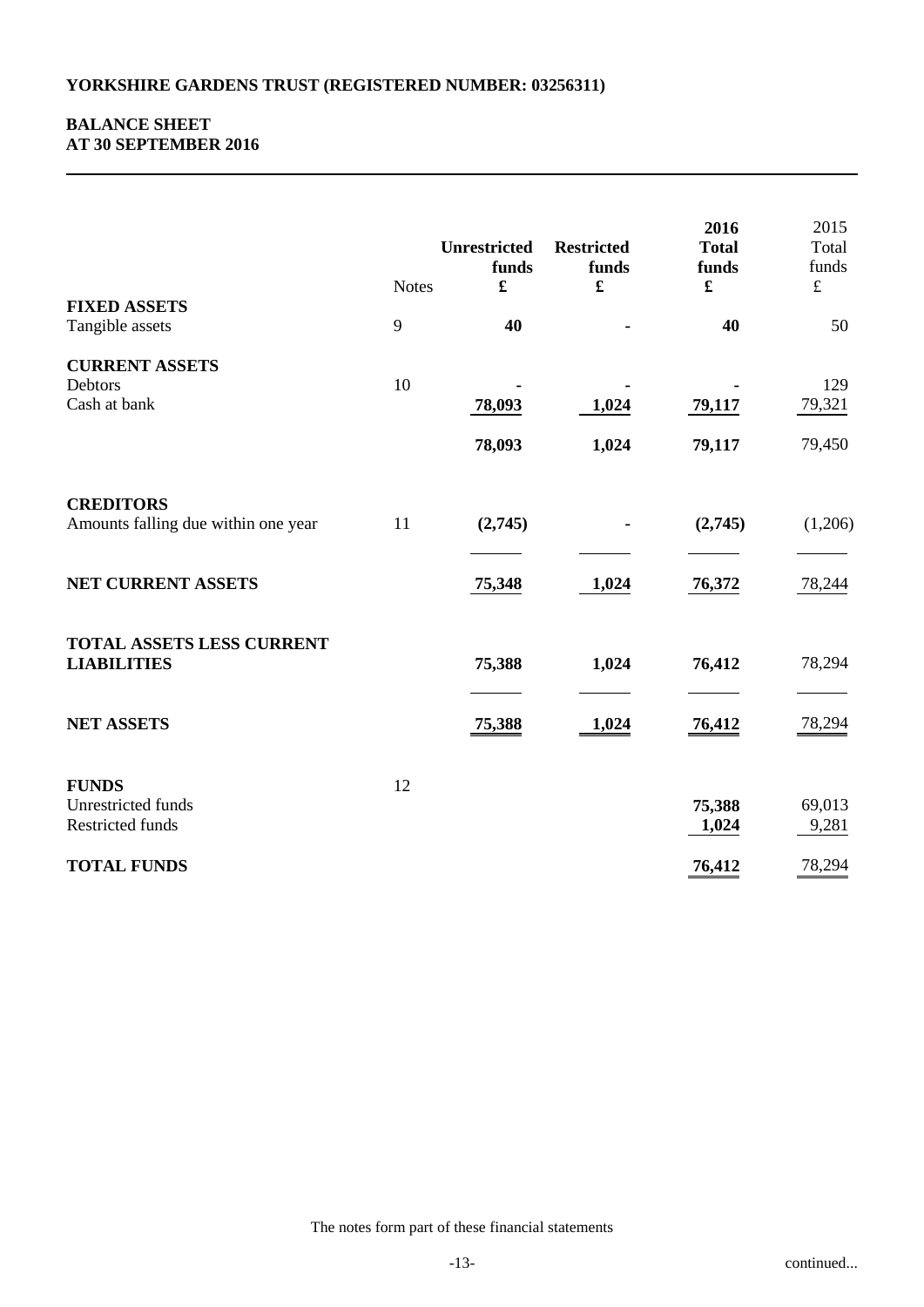# YORKSHIRE GARDENS TRUST (REGISTERED NUMBER: 03256311)

## BALANCE SHEET
## AT 30 SEPTEMBER 2016

| | Notes | Unrestricted funds £ | Restricted funds £ | 2016 Total funds £ | 2015 Total funds £ |
|---|---|---|---|---|---|
| **FIXED ASSETS** | | | | | |
| Tangible assets | 9 | **40** | **-** | **40** | 50 |
| **CURRENT ASSETS** | | | | | |
| Debtors | 10 | **-** | **-** | **-** | 129 |
| Cash at bank | | **78,093** | **1,024** | **79,117** | 79,321 |
| | | **78,093** | **1,024** | **79,117** | 79,450 |
| **CREDITORS** | | | | | |
| Amounts falling due within one year | 11 | **(2,745)** | **-** | **(2,745)** | (1,206) |
| **NET CURRENT ASSETS** | | **75,348** | **1,024** | **76,372** | 78,244 |
| **TOTAL ASSETS LESS CURRENT LIABILITIES** | | **75,388** | **1,024** | **76,412** | 78,294 |
| **NET ASSETS** | | **75,388** | **1,024** | **76,412** | 78,294 |
| **FUNDS** | 12 | | | | |
| Unrestricted funds | | | | **75,388** | 69,013 |
| Restricted funds | | | | **1,024** | 9,281 |
| **TOTAL FUNDS** | | | | **76,412** | 78,294 |

The notes form part of these financial statements

continued...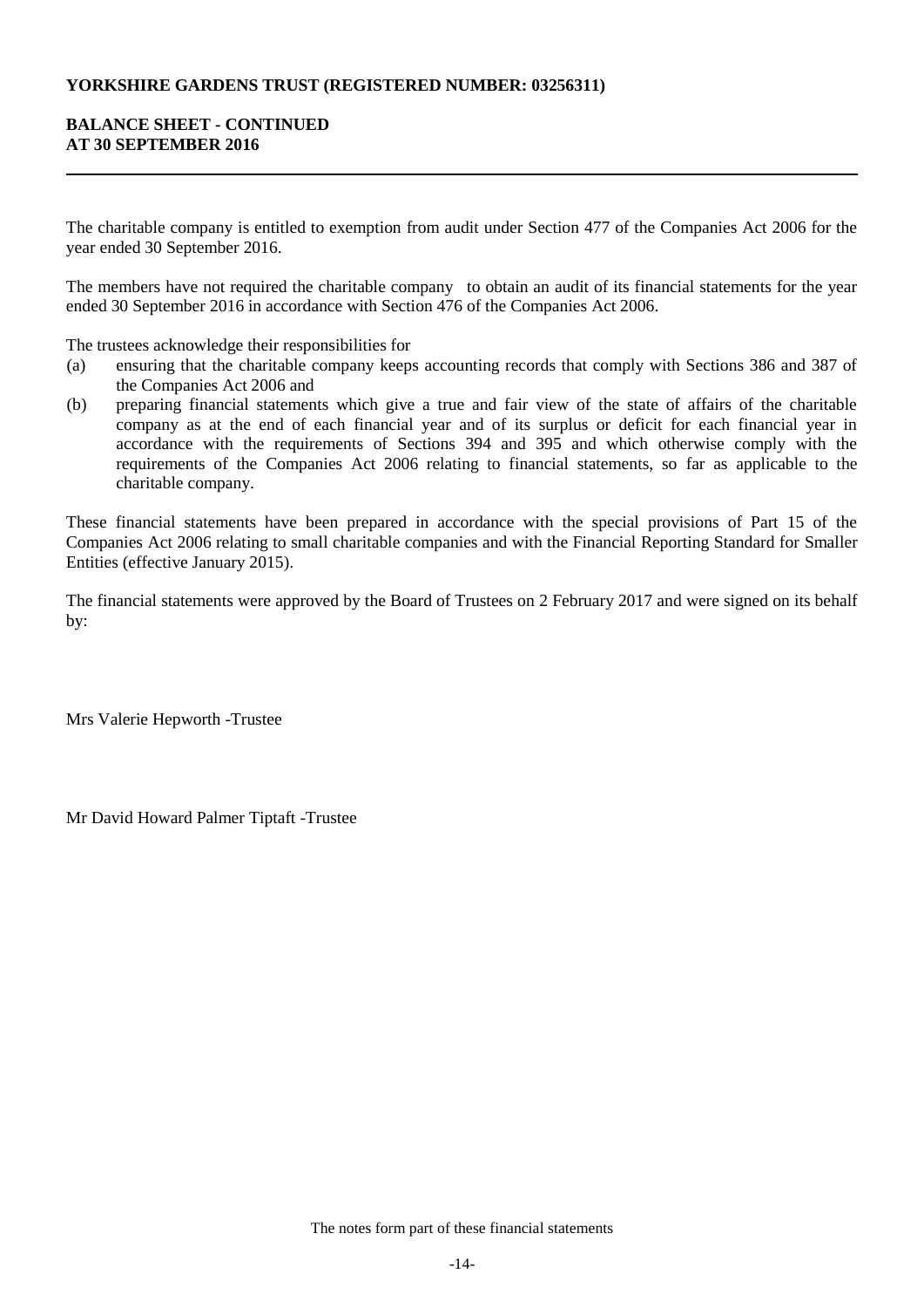**YORKSHIRE GARDENS TRUST (REGISTERED NUMBER: 03256311)**

**BALANCE SHEET - CONTINUED**
**AT 30 SEPTEMBER 2016**

The charitable company is entitled to exemption from audit under Section 477 of the Companies Act 2006 for the year ended 30 September 2016.

The members have not required the charitable company to obtain an audit of its financial statements for the year ended 30 September 2016 in accordance with Section 476 of the Companies Act 2006.

The trustees acknowledge their responsibilities for

(a) ensuring that the charitable company keeps accounting records that comply with Sections 386 and 387 of the Companies Act 2006 and
(b) preparing financial statements which give a true and fair view of the state of affairs of the charitable company as at the end of each financial year and of its surplus or deficit for each financial year in accordance with the requirements of Sections 394 and 395 and which otherwise comply with the requirements of the Companies Act 2006 relating to financial statements, so far as applicable to the charitable company.

These financial statements have been prepared in accordance with the special provisions of Part 15 of the Companies Act 2006 relating to small charitable companies and with the Financial Reporting Standard for Smaller Entities (effective January 2015).

The financial statements were approved by the Board of Trustees on 2 February 2017 and were signed on its behalf by:

Mrs Valerie Hepworth -Trustee

Mr David Howard Palmer Tiptaft -Trustee

The notes form part of these financial statements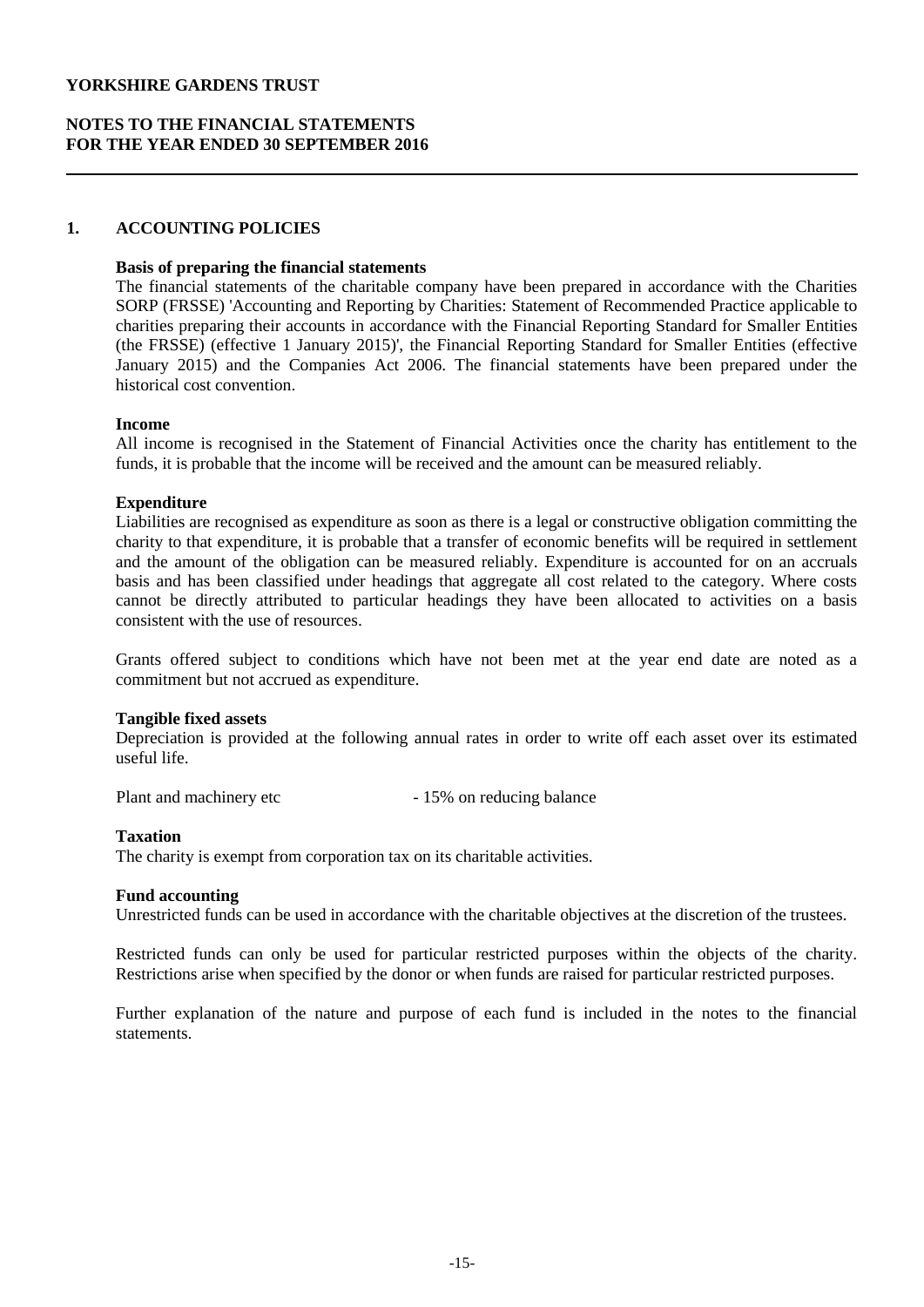# YORKSHIRE GARDENS TRUST

## NOTES TO THE FINANCIAL STATEMENTS FOR THE YEAR ENDED 30 SEPTEMBER 2016

### 1. ACCOUNTING POLICIES

**Basis of preparing the financial statements**

The financial statements of the charitable company have been prepared in accordance with the Charities SORP (FRSSE) 'Accounting and Reporting by Charities: Statement of Recommended Practice applicable to charities preparing their accounts in accordance with the Financial Reporting Standard for Smaller Entities (the FRSSE) (effective 1 January 2015)', the Financial Reporting Standard for Smaller Entities (effective January 2015) and the Companies Act 2006. The financial statements have been prepared under the historical cost convention.

**Income**

All income is recognised in the Statement of Financial Activities once the charity has entitlement to the funds, it is probable that the income will be received and the amount can be measured reliably.

**Expenditure**

Liabilities are recognised as expenditure as soon as there is a legal or constructive obligation committing the charity to that expenditure, it is probable that a transfer of economic benefits will be required in settlement and the amount of the obligation can be measured reliably. Expenditure is accounted for on an accruals basis and has been classified under headings that aggregate all cost related to the category. Where costs cannot be directly attributed to particular headings they have been allocated to activities on a basis consistent with the use of resources.

Grants offered subject to conditions which have not been met at the year end date are noted as a commitment but not accrued as expenditure.

**Tangible fixed assets**

Depreciation is provided at the following annual rates in order to write off each asset over its estimated useful life.

Plant and machinery etc - 15% on reducing balance

**Taxation**

The charity is exempt from corporation tax on its charitable activities.

**Fund accounting**

Unrestricted funds can be used in accordance with the charitable objectives at the discretion of the trustees.

Restricted funds can only be used for particular restricted purposes within the objects of the charity. Restrictions arise when specified by the donor or when funds are raised for particular restricted purposes.

Further explanation of the nature and purpose of each fund is included in the notes to the financial statements.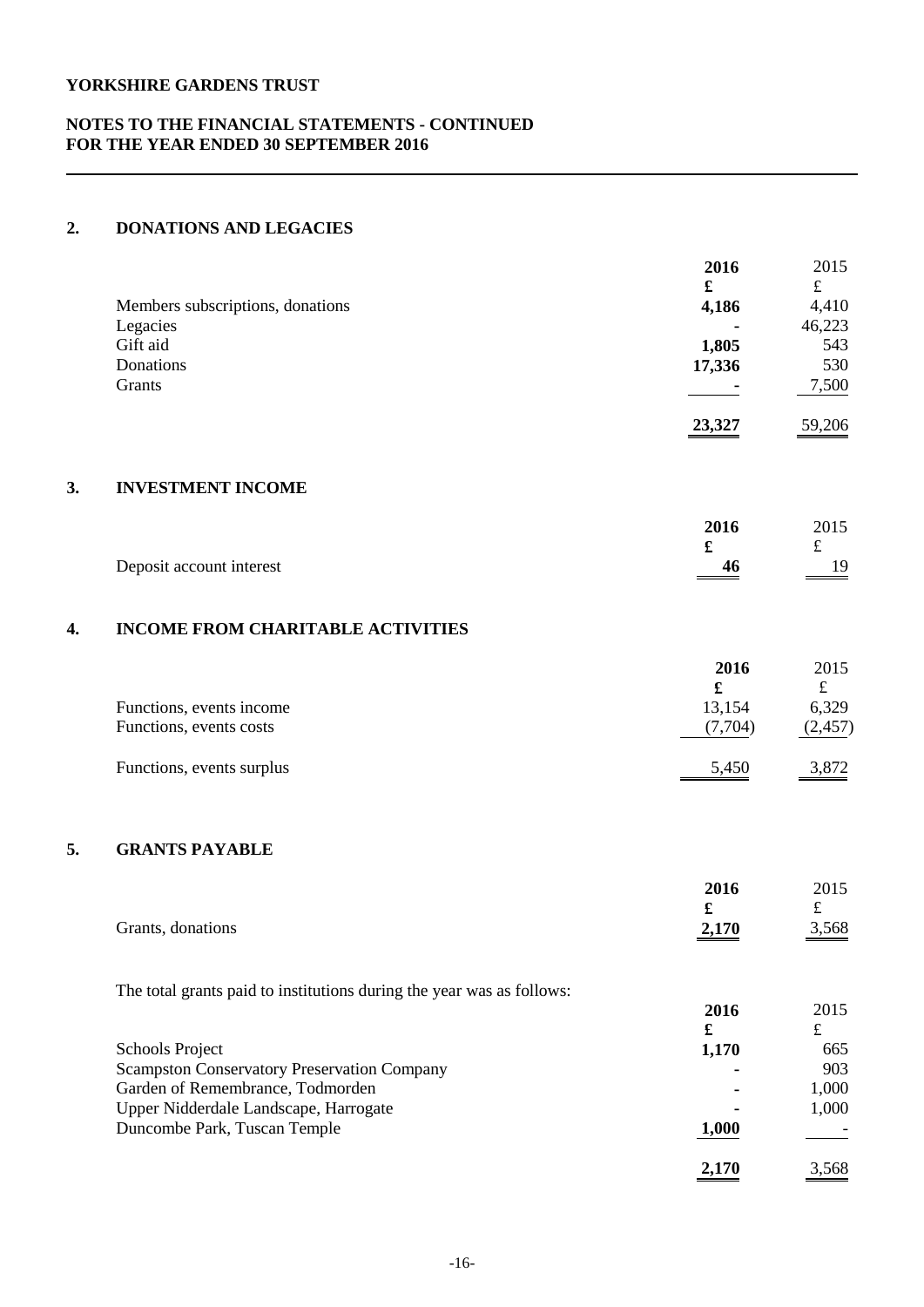**YORKSHIRE GARDENS TRUST**

**NOTES TO THE FINANCIAL STATEMENTS - CONTINUED**
**FOR THE YEAR ENDED 30 SEPTEMBER 2016**

## 2. DONATIONS AND LEGACIES

| | **2016** | 2015 |
|---|---|---|
| | **£** | £ |
| Members subscriptions, donations | **4,186** | 4,410 |
| Legacies | **-** | 46,223 |
| Gift aid | **1,805** | 543 |
| Donations | **17,336** | 530 |
| Grants | **-** | 7,500 |
| | **23,327** | 59,206 |

## 3. INVESTMENT INCOME

| | **2016** | 2015 |
|---|---|---|
| | **£** | £ |
| Deposit account interest | **46** | 19 |

## 4. INCOME FROM CHARITABLE ACTIVITIES

| | **2016** | 2015 |
|---|---|---|
| | **£** | £ |
| Functions, events income | 13,154 | 6,329 |
| Functions, events costs | (7,704) | (2,457) |
| Functions, events surplus | 5,450 | 3,872 |

## 5. GRANTS PAYABLE

| | **2016** | 2015 |
|---|---|---|
| | **£** | £ |
| Grants, donations | **2,170** | 3,568 |

The total grants paid to institutions during the year was as follows:

| | **2016** | 2015 |
|---|---|---|
| | **£** | £ |
| Schools Project | **1,170** | 665 |
| Scampston Conservatory Preservation Company | **-** | 903 |
| Garden of Remembrance, Todmorden | **-** | 1,000 |
| Upper Nidderdale Landscape, Harrogate | **-** | 1,000 |
| Duncombe Park, Tuscan Temple | **1,000** | - |
| | **2,170** | 3,568 |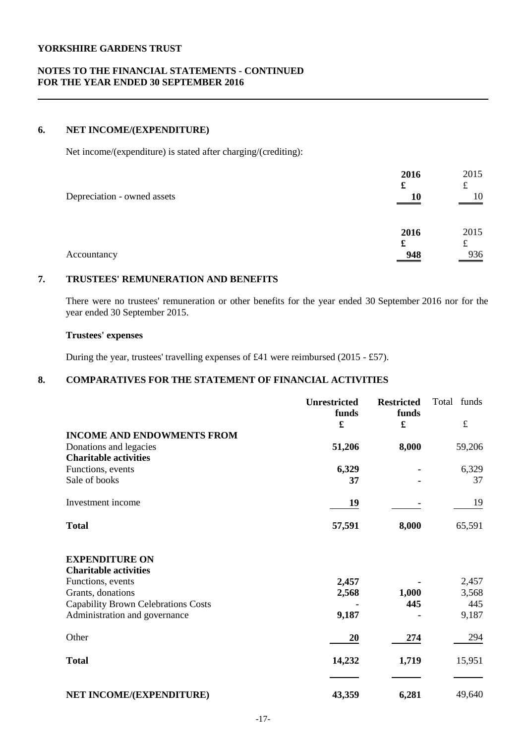## 6. NET INCOME/(EXPENDITURE)

Net income/(expenditure) is stated after charging/(crediting):

| | **2016** | 2015 |
|---|---|---|
| | **£** | £ |
| Depreciation - owned assets | **10** | 10 |

| | **2016** | 2015 |
|---|---|---|
| | **£** | £ |
| Accountancy | **948** | 936 |

## 7. TRUSTEES' REMUNERATION AND BENEFITS

There were no trustees' remuneration or other benefits for the year ended 30 September 2016 nor for the year ended 30 September 2015.

**Trustees' expenses**

During the year, trustees' travelling expenses of £41 were reimbursed (2015 - £57).

## 8. COMPARATIVES FOR THE STATEMENT OF FINANCIAL ACTIVITIES

| | **Unrestricted funds** | **Restricted funds** | Total funds |
|---|---|---|---|
| | **£** | **£** | £ |
| **INCOME AND ENDOWMENTS FROM** | | | |
| Donations and legacies | **51,206** | **8,000** | 59,206 |
| **Charitable activities** | | | |
| Functions, events | **6,329** | **-** | 6,329 |
| Sale of books | **37** | **-** | 37 |
| Investment income | **19** | **-** | 19 |
| **Total** | **57,591** | **8,000** | 65,591 |
| **EXPENDITURE ON** | | | |
| **Charitable activities** | | | |
| Functions, events | **2,457** | **-** | 2,457 |
| Grants, donations | **2,568** | **1,000** | 3,568 |
| Capability Brown Celebrations Costs | **-** | **445** | 445 |
| Administration and governance | **9,187** | **-** | 9,187 |
| Other | **20** | **274** | 294 |
| **Total** | **14,232** | **1,719** | 15,951 |
| **NET INCOME/(EXPENDITURE)** | **43,359** | **6,281** | 49,640 |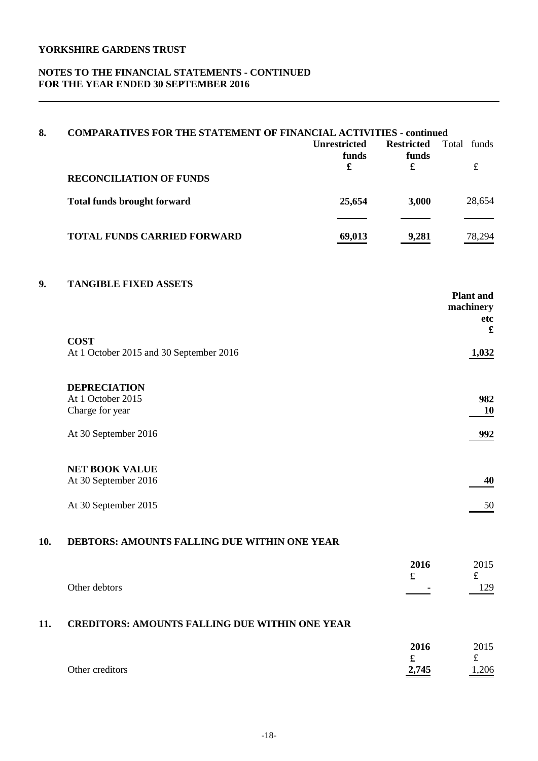**YORKSHIRE GARDENS TRUST**

**NOTES TO THE FINANCIAL STATEMENTS - CONTINUED**
**FOR THE YEAR ENDED 30 SEPTEMBER 2016**

## 8. COMPARATIVES FOR THE STATEMENT OF FINANCIAL ACTIVITIES - continued

| | Unrestricted funds | Restricted funds | Total funds |
|---|---|---|---|
| | £ | £ | £ |
| **RECONCILIATION OF FUNDS** | | | |
| **Total funds brought forward** | **25,654** | **3,000** | 28,654 |
| **TOTAL FUNDS CARRIED FORWARD** | **69,013** | **9,281** | 78,294 |

## 9. TANGIBLE FIXED ASSETS

| | Plant and machinery etc |
|---|---|
| | £ |
| **COST** | |
| At 1 October 2015 and 30 September 2016 | **1,032** |
| **DEPRECIATION** | |
| At 1 October 2015 | **982** |
| Charge for year | **10** |
| At 30 September 2016 | **992** |
| **NET BOOK VALUE** | |
| At 30 September 2016 | **40** |
| At 30 September 2015 | 50 |

## 10. DEBTORS: AMOUNTS FALLING DUE WITHIN ONE YEAR

| | 2016 | 2015 |
|---|---|---|
| | £ | £ |
| Other debtors | **-** | 129 |

## 11. CREDITORS: AMOUNTS FALLING DUE WITHIN ONE YEAR

| | 2016 | 2015 |
|---|---|---|
| | £ | £ |
| Other creditors | **2,745** | 1,206 |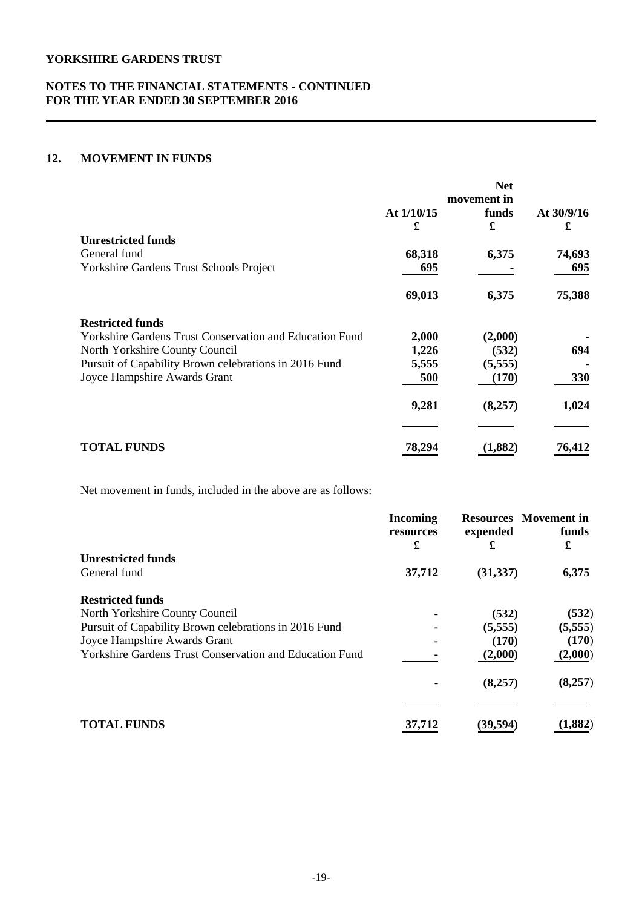**YORKSHIRE GARDENS TRUST**

**NOTES TO THE FINANCIAL STATEMENTS - CONTINUED**
**FOR THE YEAR ENDED 30 SEPTEMBER 2016**

## 12. MOVEMENT IN FUNDS

| | At 1/10/15 | Net movement in funds | At 30/9/16 |
|---|---|---|---|
| | £ | £ | £ |
| **Unrestricted funds** | | | |
| General fund | **68,318** | **6,375** | **74,693** |
| Yorkshire Gardens Trust Schools Project | **695** | **-** | **695** |
| | **69,013** | **6,375** | **75,388** |
| **Restricted funds** | | | |
| Yorkshire Gardens Trust Conservation and Education Fund | **2,000** | **(2,000)** | **-** |
| North Yorkshire County Council | **1,226** | **(532)** | **694** |
| Pursuit of Capability Brown celebrations in 2016 Fund | **5,555** | **(5,555)** | **-** |
| Joyce Hampshire Awards Grant | **500** | **(170)** | **330** |
| | **9,281** | **(8,257)** | **1,024** |
| **TOTAL FUNDS** | **78,294** | **(1,882)** | **76,412** |

Net movement in funds, included in the above are as follows:

| | Incoming resources | Resources expended | Movement in funds |
|---|---|---|---|
| | £ | £ | £ |
| **Unrestricted funds** | | | |
| General fund | **37,712** | **(31,337)** | **6,375** |
| **Restricted funds** | | | |
| North Yorkshire County Council | **-** | **(532)** | **(532)** |
| Pursuit of Capability Brown celebrations in 2016 Fund | **-** | **(5,555)** | **(5,555)** |
| Joyce Hampshire Awards Grant | **-** | **(170)** | **(170)** |
| Yorkshire Gardens Trust Conservation and Education Fund | **-** | **(2,000)** | **(2,000)** |
| | **-** | **(8,257)** | **(8,257)** |
| **TOTAL FUNDS** | **37,712** | **(39,594)** | **(1,882)** |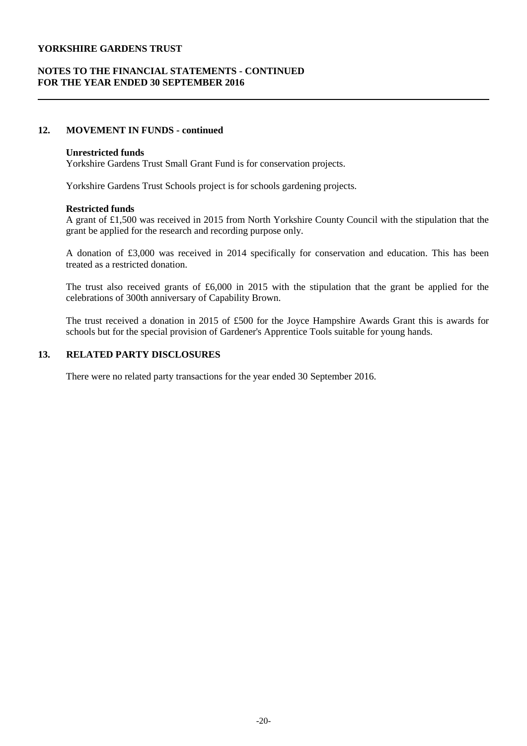## 12. MOVEMENT IN FUNDS - continued

**Unrestricted funds**

Yorkshire Gardens Trust Small Grant Fund is for conservation projects.

Yorkshire Gardens Trust Schools project is for schools gardening projects.

**Restricted funds**

A grant of £1,500 was received in 2015 from North Yorkshire County Council with the stipulation that the grant be applied for the research and recording purpose only.

A donation of £3,000 was received in 2014 specifically for conservation and education. This has been treated as a restricted donation.

The trust also received grants of £6,000 in 2015 with the stipulation that the grant be applied for the celebrations of 300th anniversary of Capability Brown.

The trust received a donation in 2015 of £500 for the Joyce Hampshire Awards Grant this is awards for schools but for the special provision of Gardener's Apprentice Tools suitable for young hands.

## 13. RELATED PARTY DISCLOSURES

There were no related party transactions for the year ended 30 September 2016.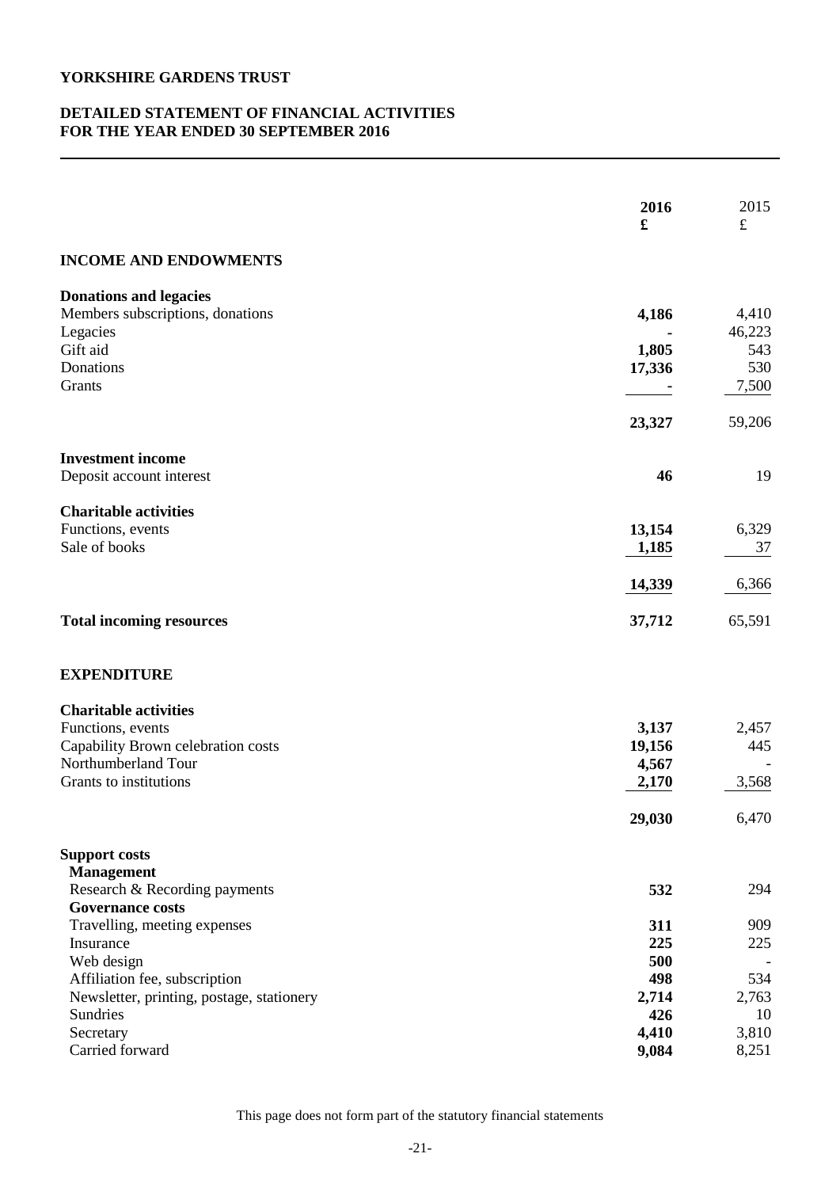# YORKSHIRE GARDENS TRUST

## DETAILED STATEMENT OF FINANCIAL ACTIVITIES
## FOR THE YEAR ENDED 30 SEPTEMBER 2016

| | **2016** | 2015 |
|---|---|---|
| | **£** | £ |
| **INCOME AND ENDOWMENTS** | | |
| **Donations and legacies** | | |
| Members subscriptions, donations | **4,186** | 4,410 |
| Legacies | **-** | 46,223 |
| Gift aid | **1,805** | 543 |
| Donations | **17,336** | 530 |
| Grants | **-** | 7,500 |
| | **23,327** | 59,206 |
| **Investment income** | | |
| Deposit account interest | **46** | 19 |
| **Charitable activities** | | |
| Functions, events | **13,154** | 6,329 |
| Sale of books | **1,185** | 37 |
| | **14,339** | 6,366 |
| **Total incoming resources** | **37,712** | 65,591 |
| **EXPENDITURE** | | |
| **Charitable activities** | | |
| Functions, events | **3,137** | 2,457 |
| Capability Brown celebration costs | **19,156** | 445 |
| Northumberland Tour | **4,567** | - |
| Grants to institutions | **2,170** | 3,568 |
| | **29,030** | 6,470 |
| **Support costs** | | |
| **Management** | | |
| Research & Recording payments | **532** | 294 |
| **Governance costs** | | |
| Travelling, meeting expenses | **311** | 909 |
| Insurance | **225** | 225 |
| Web design | **500** | - |
| Affiliation fee, subscription | **498** | 534 |
| Newsletter, printing, postage, stationery | **2,714** | 2,763 |
| Sundries | **426** | 10 |
| Secretary | **4,410** | 3,810 |
| Carried forward | **9,084** | 8,251 |

This page does not form part of the statutory financial statements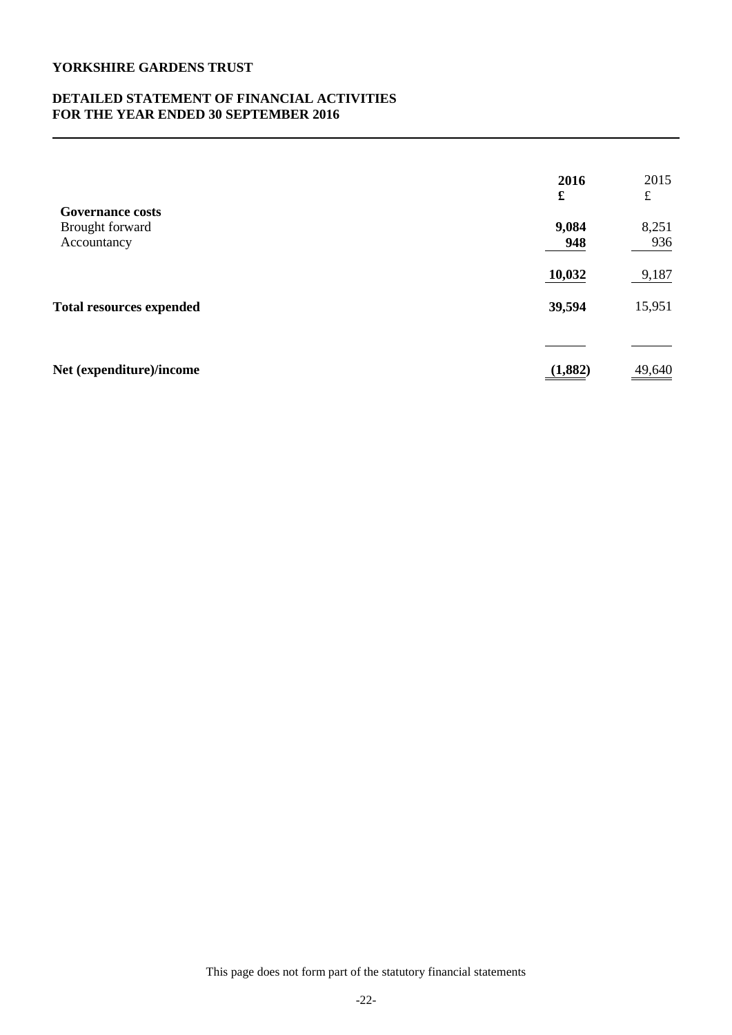**YORKSHIRE GARDENS TRUST**

**DETAILED STATEMENT OF FINANCIAL ACTIVITIES**
**FOR THE YEAR ENDED 30 SEPTEMBER 2016**

| | 2016<br>£ | 2015<br>£ |
|---|---|---|
| **Governance costs** | | |
| Brought forward | **9,084** | 8,251 |
| Accountancy | **948** | 936 |
| | **10,032** | 9,187 |
| **Total resources expended** | **39,594** | 15,951 |
| **Net (expenditure)/income** | **(1,882)** | 49,640 |

This page does not form part of the statutory financial statements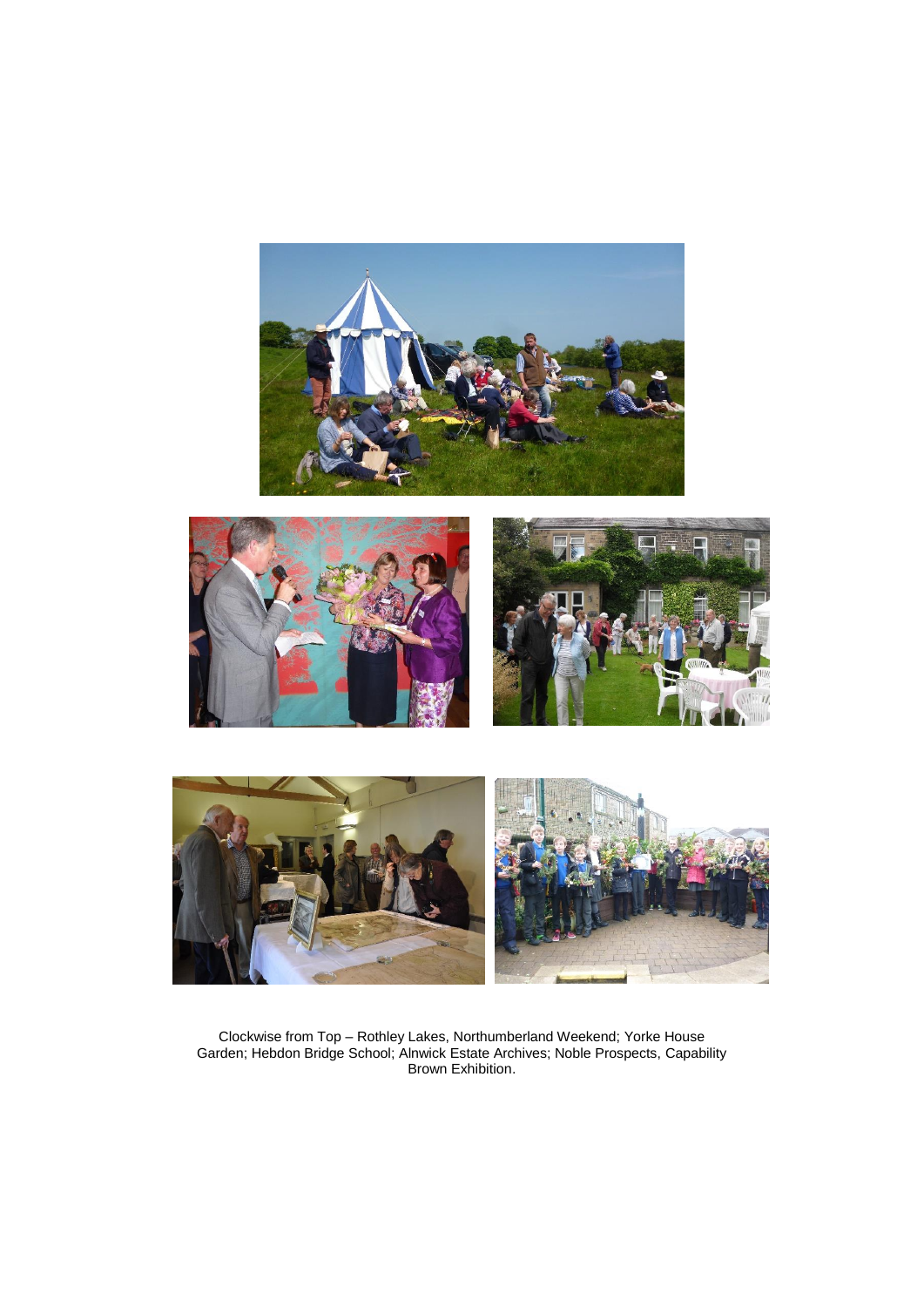Clockwise from Top – Rothley Lakes, Northumberland Weekend; Yorke House Garden; Hebdon Bridge School; Alnwick Estate Archives; Noble Prospects, Capability Brown Exhibition.